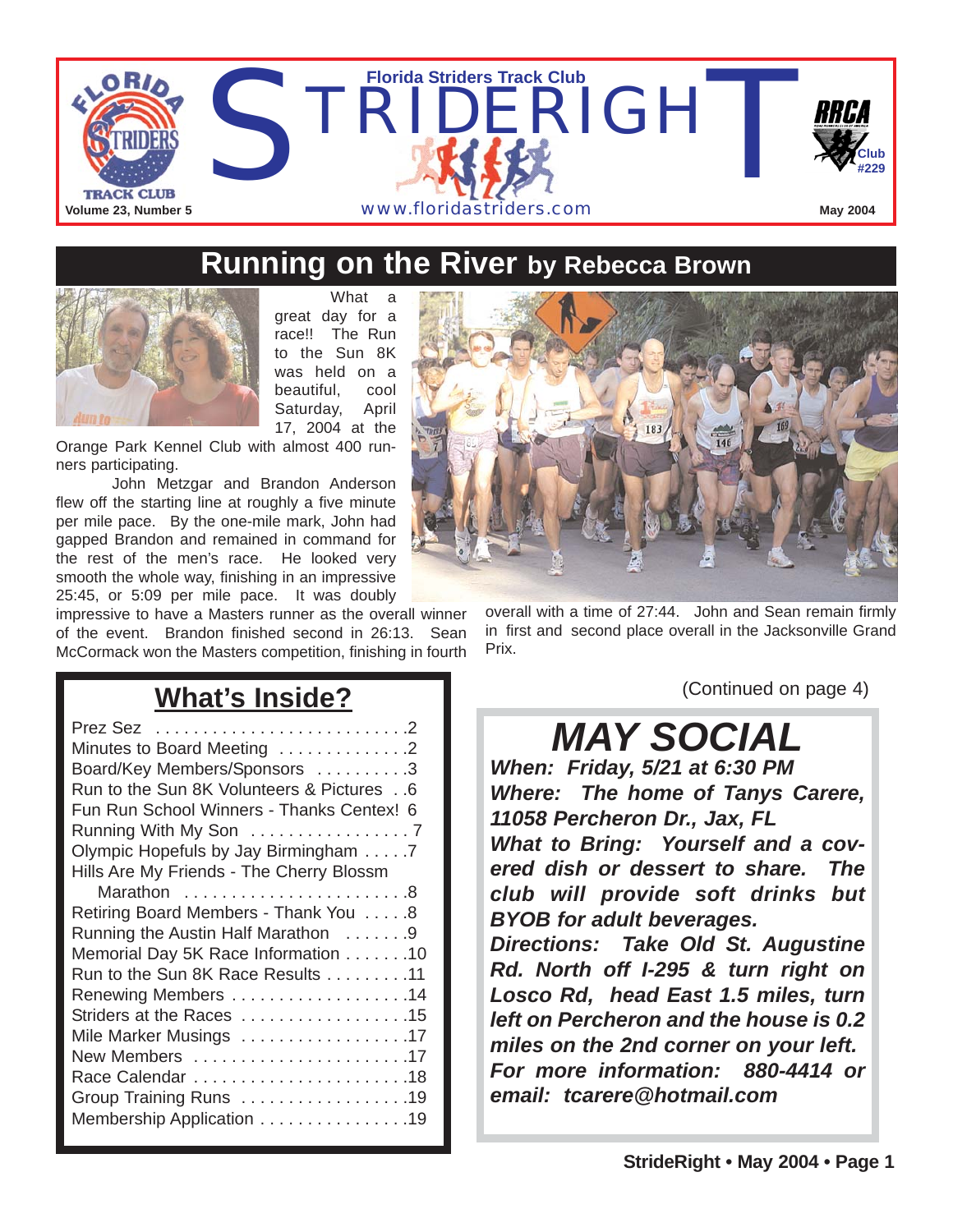# STRIDERIGHT

Florida Striders Track Club

www.floridastriders.com

Volume 23, Number 5 — May 2004

RRCA Club #229

## Running on the River by Rebecca Brown

What a great day for a race!! The Run to the Sun 8K was held on a beautiful, cool Saturday, April 17, 2004 at the Orange Park Kennel Club with almost 400 runners participating.

John Metzgar and Brandon Anderson flew off the starting line at roughly a five minute per mile pace. By the one-mile mark, John had gapped Brandon and remained in command for the rest of the men's race. He looked very smooth the whole way, finishing in an impressive 25:45, or 5:09 per mile pace. It was doubly impressive to have a Masters runner as the overall winner of the event. Brandon finished second in 26:13. Sean McCormack won the Masters competition, finishing in fourth overall with a time of 27:44. John and Sean remain firmly in first and second place overall in the Jacksonville Grand Prix.

(Continued on page 4)

## What's Inside?

- Prez Sez . . . . . 2
- Minutes to Board Meeting . . . . . 2
- Board/Key Members/Sponsors . . . . . 3
- Run to the Sun 8K Volunteers & Pictures . . 6
- Fun Run School Winners - Thanks Centex! 6
- Running With My Son . . . . . 7
- Olympic Hopefuls by Jay Birmingham . . . . . 7
- Hills Are My Friends - The Cherry Blossm Marathon . . . . . 8
- Retiring Board Members - Thank You . . . . . 8
- Running the Austin Half Marathon . . . . . 9
- Memorial Day 5K Race Information . . . . . 10
- Run to the Sun 8K Race Results . . . . . 11
- Renewing Members . . . . . 14
- Striders at the Races . . . . . 15
- Mile Marker Musings . . . . . 17
- New Members . . . . . 17
- Race Calendar . . . . . 18
- Group Training Runs . . . . . 19
- Membership Application . . . . . 19

## MAY SOCIAL

***When: Friday, 5/21 at 6:30 PM***

***Where: The home of Tanys Carere, 11058 Percheron Dr., Jax, FL***

***What to Bring: Yourself and a covered dish or dessert to share. The club will provide soft drinks but BYOB for adult beverages.***

***Directions: Take Old St. Augustine Rd. North off I-295 & turn right on Losco Rd, head East 1.5 miles, turn left on Percheron and the house is 0.2 miles on the 2nd corner on your left.***

***For more information: 880-4414 or email: tcarere@hotmail.com***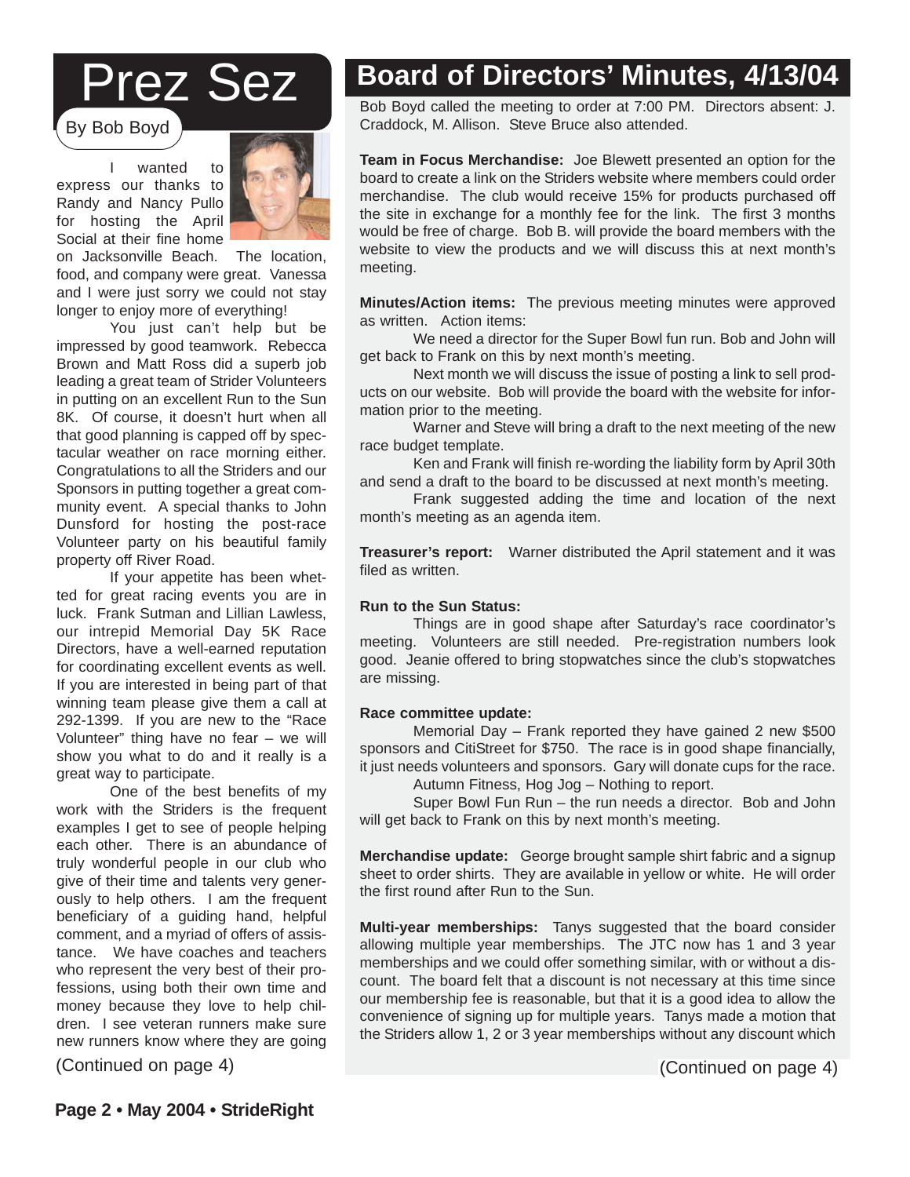# Prez Sez

By Bob Boyd

I wanted to express our thanks to Randy and Nancy Pullo for hosting the April Social at their fine home on Jacksonville Beach. The location, food, and company were great. Vanessa and I were just sorry we could not stay longer to enjoy more of everything!

You just can't help but be impressed by good teamwork. Rebecca Brown and Matt Ross did a superb job leading a great team of Strider Volunteers in putting on an excellent Run to the Sun 8K. Of course, it doesn't hurt when all that good planning is capped off by spectacular weather on race morning either. Congratulations to all the Striders and our Sponsors in putting together a great community event. A special thanks to John Dunsford for hosting the post-race Volunteer party on his beautiful family property off River Road.

If your appetite has been whetted for great racing events you are in luck. Frank Sutman and Lillian Lawless, our intrepid Memorial Day 5K Race Directors, have a well-earned reputation for coordinating excellent events as well. If you are interested in being part of that winning team please give them a call at 292-1399. If you are new to the "Race Volunteer" thing have no fear – we will show you what to do and it really is a great way to participate.

One of the best benefits of my work with the Striders is the frequent examples I get to see of people helping each other. There is an abundance of truly wonderful people in our club who give of their time and talents very generously to help others. I am the frequent beneficiary of a guiding hand, helpful comment, and a myriad of offers of assistance. We have coaches and teachers who represent the very best of their professions, using both their own time and money because they love to help children. I see veteran runners make sure new runners know where they are going

(Continued on page 4)

# Board of Directors' Minutes, 4/13/04

Bob Boyd called the meeting to order at 7:00 PM. Directors absent: J. Craddock, M. Allison. Steve Bruce also attended.

**Team in Focus Merchandise:** Joe Blewett presented an option for the board to create a link on the Striders website where members could order merchandise. The club would receive 15% for products purchased off the site in exchange for a monthly fee for the link. The first 3 months would be free of charge. Bob B. will provide the board members with the website to view the products and we will discuss this at next month's meeting.

**Minutes/Action items:** The previous meeting minutes were approved as written. Action items:

We need a director for the Super Bowl fun run. Bob and John will get back to Frank on this by next month's meeting.

Next month we will discuss the issue of posting a link to sell products on our website. Bob will provide the board with the website for information prior to the meeting.

Warner and Steve will bring a draft to the next meeting of the new race budget template.

Ken and Frank will finish re-wording the liability form by April 30th and send a draft to the board to be discussed at next month's meeting.

Frank suggested adding the time and location of the next month's meeting as an agenda item.

**Treasurer's report:** Warner distributed the April statement and it was filed as written.

**Run to the Sun Status:**

Things are in good shape after Saturday's race coordinator's meeting. Volunteers are still needed. Pre-registration numbers look good. Jeanie offered to bring stopwatches since the club's stopwatches are missing.

**Race committee update:**

Memorial Day – Frank reported they have gained 2 new $500 sponsors and CitiStreet for $750. The race is in good shape financially, it just needs volunteers and sponsors. Gary will donate cups for the race.

Autumn Fitness, Hog Jog – Nothing to report.

Super Bowl Fun Run – the run needs a director. Bob and John will get back to Frank on this by next month's meeting.

**Merchandise update:** George brought sample shirt fabric and a signup sheet to order shirts. They are available in yellow or white. He will order the first round after Run to the Sun.

**Multi-year memberships:** Tanys suggested that the board consider allowing multiple year memberships. The JTC now has 1 and 3 year memberships and we could offer something similar, with or without a discount. The board felt that a discount is not necessary at this time since our membership fee is reasonable, but that it is a good idea to allow the convenience of signing up for multiple years. Tanys made a motion that the Striders allow 1, 2 or 3 year memberships without any discount which

(Continued on page 4)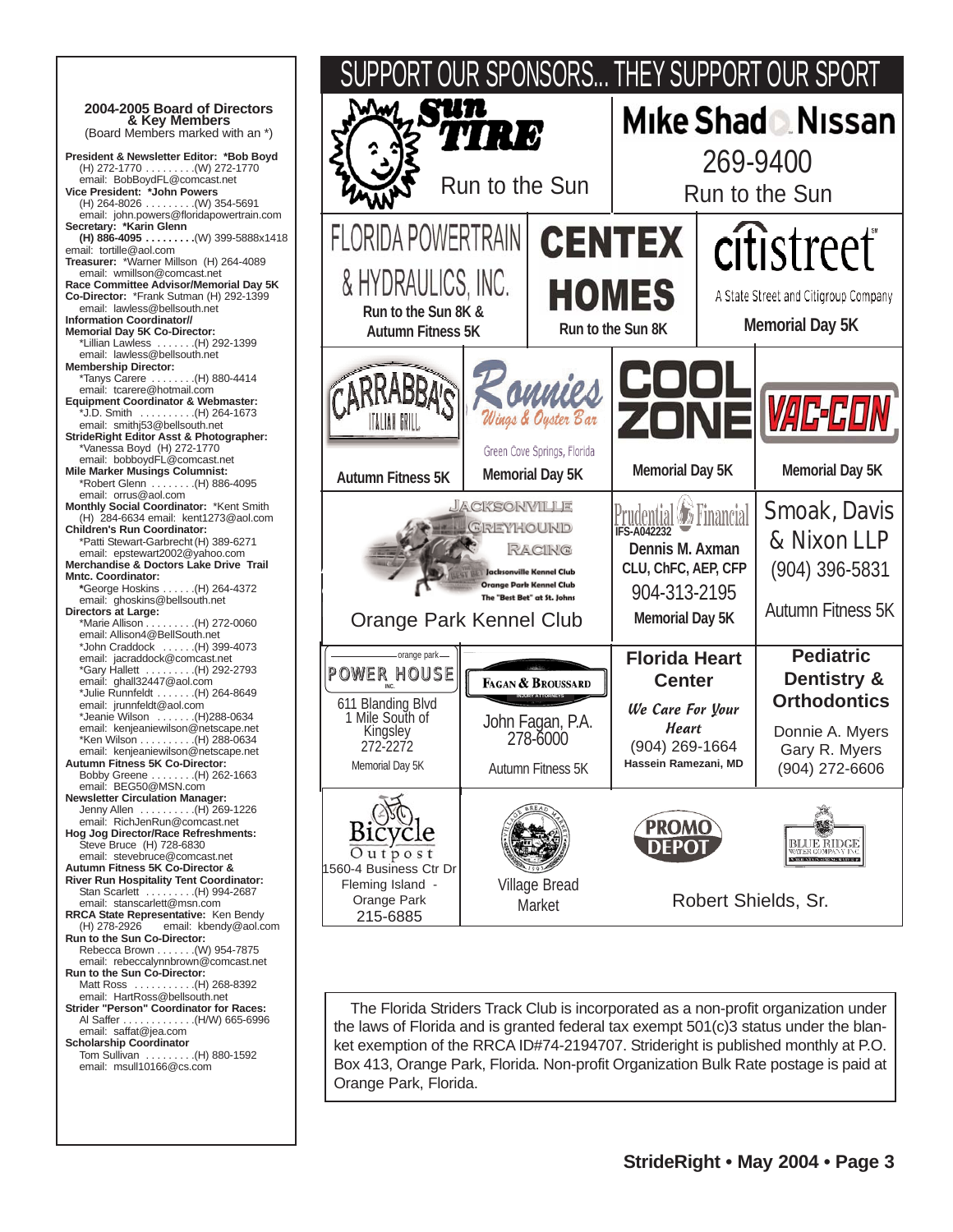## 2004-2005 Board of Directors & Key Members

(Board Members marked with an *)

**President & Newsletter Editor: *Bob Boyd**
(H) 272-1770 . . . . . . . . .(W) 272-1770
email: BobBoydFL@comcast.net

**Vice President: *John Powers**
(H) 264-8026 . . . . . . . . .(W) 354-5691
email: john.powers@floridapowertrain.com

**Secretary: *Karin Glenn**
**(H) 886-4095 . . . . . . . . .**(W) 399-5888x1418
email: tortille@aol.com

**Treasurer:** *Warner Millson (H) 264-4089
email: wmillson@comcast.net

**Race Committee Advisor/Memorial Day 5K Co-Director:** *Frank Sutman (H) 292-1399
email: lawless@bellsouth.net

**Information Coordinator// Memorial Day 5K Co-Director:**
*Lillian Lawless . . . . . . .(H) 292-1399
email: lawless@bellsouth.net

**Membership Director:**
*Tanys Carere . . . . . . . .(H) 880-4414
email: tcarere@hotmail.com

**Equipment Coordinator & Webmaster:**
*J.D. Smith . . . . . . . . . .(H) 264-1673
email: smithj53@bellsouth.net

**StrideRight Editor Asst & Photographer:**
*Vanessa Boyd (H) 272-1770
email: bobboydFL@comcast.net

**Mile Marker Musings Columnist:**
*Robert Glenn . . . . . . . .(H) 886-4095
email: orrus@aol.com

**Monthly Social Coordinator:** *Kent Smith
(H) 284-6634 email: kent1273@aol.com

**Children's Run Coordinator:**
*Patti Stewart-Garbrecht (H) 389-6271
email: epstewart2002@yahoo.com

**Merchandise & Doctors Lake Drive Trail Mntc. Coordinator:**
*George Hoskins . . . . . .(H) 264-4372
email: ghoskins@bellsouth.net

**Directors at Large:**
*Marie Allison . . . . . . . . .(H) 272-0060
email: Allison4@BellSouth.net
*John Craddock . . . . . .(H) 399-4073
email: jacraddock@comcast.net
*Gary Hallett . . . . . . . . .(H) 292-2793
email: ghall32447@aol.com
*Julie Runnfeldt . . . . . . .(H) 264-8649
email: jrunnfeldt@aol.com
*Jeanie Wilson . . . . . . .(H)288-0634
email: kenjeaniewilson@netscape.net
*Ken Wilson . . . . . . . . . .(H) 288-0634
email: kenjeaniewilson@netscape.net

**Autumn Fitness 5K Co-Director:**
Bobby Greene . . . . . . . .(H) 262-1663
email: BEG50@MSN.com

**Newsletter Circulation Manager:**
Jenny Allen . . . . . . . . . .(H) 269-1226
email: RichJenRun@comcast.net

**Hog Jog Director/Race Refreshments:**
Steve Bruce (H) 728-6830
email: stevebruce@comcast.net

**Autumn Fitness 5K Co-Director & River Run Hospitality Tent Coordinator:**
Stan Scarlett . . . . . . . . .(H) 994-2687
email: stanscarlett@msn.com

**RRCA State Representative:** Ken Bendy
(H) 278-2926 email: kbendy@aol.com

**Run to the Sun Co-Director:**
Rebecca Brown . . . . . . .(W) 954-7875
email: rebeccalynnbrown@comcast.net

**Run to the Sun Co-Director:**
Matt Ross . . . . . . . . . . .(H) 268-8392
email: HartRoss@bellsouth.net

**Strider "Person" Coordinator for Races:**
Al Saffer . . . . . . . . . . . . .(H/W) 665-6996
email: saffat@jea.com

**Scholarship Coordinator**
Tom Sullivan . . . . . . . . .(H) 880-1592
email: msull10166@cs.com

# SUPPORT OUR SPONSORS... THEY SUPPORT OUR SPORT

- **Sun Tire** — Run to the Sun
- **Mike Shad Nissan** — 269-9400 — Run to the Sun
- **Florida Powertrain & Hydraulics, Inc.** — Run to the Sun 8K & Autumn Fitness 5K
- **Centex Homes** — Run to the Sun 8K
- **citistreet** — A State Street and Citigroup Company — Memorial Day 5K
- **Carrabba's Italian Grill** — Autumn Fitness 5K
- **Ronnies Wings & Oyster Bar** — Green Cove Springs, Florida — Memorial Day 5K
- **Cool Zone** — Memorial Day 5K
- **Vac-Con** — Memorial Day 5K
- **Jacksonville Greyhound Racing** — Jacksonville Kennel Club, Orange Park Kennel Club, The "Best Bet" at St. Johns — Orange Park Kennel Club
- **Prudential Financial** — IFS-A042232 — Dennis M. Axman, CLU, ChFC, AEP, CFP — 904-313-2195 — Memorial Day 5K
- **Smoak, Davis & Nixon LLP** — (904) 396-5831 — Autumn Fitness 5K
- **Orange Park Power House Inc.** — 611 Blanding Blvd, 1 Mile South of Kingsley — 272-2272 — Memorial Day 5K
- **Fagan & Broussard** — John Fagan, P.A. — 278-6000 — Autumn Fitness 5K
- **Florida Heart Center** — We Care For Your Heart — (904) 269-1664 — Hassein Ramezani, MD
- **Pediatric Dentistry & Orthodontics** — Donnie A. Myers, Gary R. Myers — (904) 272-6606
- **Bicycle Outpost** — 1560-4 Business Ctr Dr, Fleming Island - Orange Park — 215-6885
- **Village Bread Market**
- **Promo Depot**
- **Blue Ridge Water Company Inc.** — Robert Shields, Sr.

The Florida Striders Track Club is incorporated as a non-profit organization under the laws of Florida and is granted federal tax exempt 501(c)3 status under the blanket exemption of the RRCA ID#74-2194707. Strideright is published monthly at P.O. Box 413, Orange Park, Florida. Non-profit Organization Bulk Rate postage is paid at Orange Park, Florida.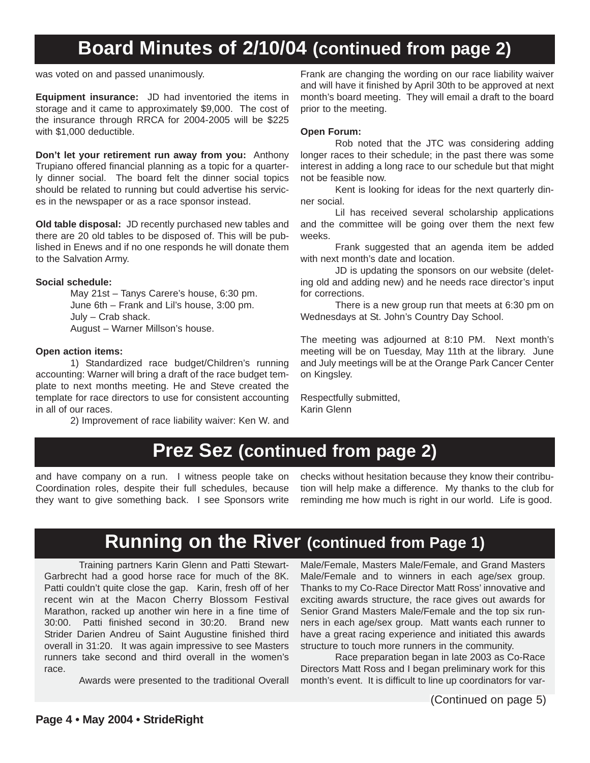# Board Minutes of 2/10/04 (continued from page 2)

was voted on and passed unanimously.

**Equipment insurance:** JD had inventoried the items in storage and it came to approximately $9,000. The cost of the insurance through RRCA for 2004-2005 will be $225 with $1,000 deductible.

**Don't let your retirement run away from you:** Anthony Trupiano offered financial planning as a topic for a quarterly dinner social. The board felt the dinner social topics should be related to running but could advertise his services in the newspaper or as a race sponsor instead.

**Old table disposal:** JD recently purchased new tables and there are 20 old tables to be disposed of. This will be published in Enews and if no one responds he will donate them to the Salvation Army.

**Social schedule:**

May 21st – Tanys Carere's house, 6:30 pm.
June 6th – Frank and Lil's house, 3:00 pm.
July – Crab shack.
August – Warner Millson's house.

**Open action items:**

1) Standardized race budget/Children's running accounting: Warner will bring a draft of the race budget template to next months meeting. He and Steve created the template for race directors to use for consistent accounting in all of our races.

2) Improvement of race liability waiver: Ken W. and Frank are changing the wording on our race liability waiver and will have it finished by April 30th to be approved at next month's board meeting. They will email a draft to the board prior to the meeting.

**Open Forum:**

Rob noted that the JTC was considering adding longer races to their schedule; in the past there was some interest in adding a long race to our schedule but that might not be feasible now.

Kent is looking for ideas for the next quarterly dinner social.

Lil has received several scholarship applications and the committee will be going over them the next few weeks.

Frank suggested that an agenda item be added with next month's date and location.

JD is updating the sponsors on our website (deleting old and adding new) and he needs race director's input for corrections.

There is a new group run that meets at 6:30 pm on Wednesdays at St. John's Country Day School.

The meeting was adjourned at 8:10 PM. Next month's meeting will be on Tuesday, May 11th at the library. June and July meetings will be at the Orange Park Cancer Center on Kingsley.

Respectfully submitted,
Karin Glenn

# Prez Sez (continued from page 2)

and have company on a run. I witness people take on Coordination roles, despite their full schedules, because they want to give something back. I see Sponsors write checks without hesitation because they know their contribution will help make a difference. My thanks to the club for reminding me how much is right in our world. Life is good.

# Running on the River (continued from Page 1)

Training partners Karin Glenn and Patti Stewart-Garbrecht had a good horse race for much of the 8K. Patti couldn't quite close the gap. Karin, fresh off of her recent win at the Macon Cherry Blossom Festival Marathon, racked up another win here in a fine time of 30:00. Patti finished second in 30:20. Brand new Strider Darien Andreu of Saint Augustine finished third overall in 31:20. It was again impressive to see Masters runners take second and third overall in the women's race.

Awards were presented to the traditional Overall Male/Female, Masters Male/Female, and Grand Masters Male/Female and to winners in each age/sex group. Thanks to my Co-Race Director Matt Ross' innovative and exciting awards structure, the race gives out awards for Senior Grand Masters Male/Female and the top six runners in each age/sex group. Matt wants each runner to have a great racing experience and initiated this awards structure to touch more runners in the community.

Race preparation began in late 2003 as Co-Race Directors Matt Ross and I began preliminary work for this month's event. It is difficult to line up coordinators for var-

(Continued on page 5)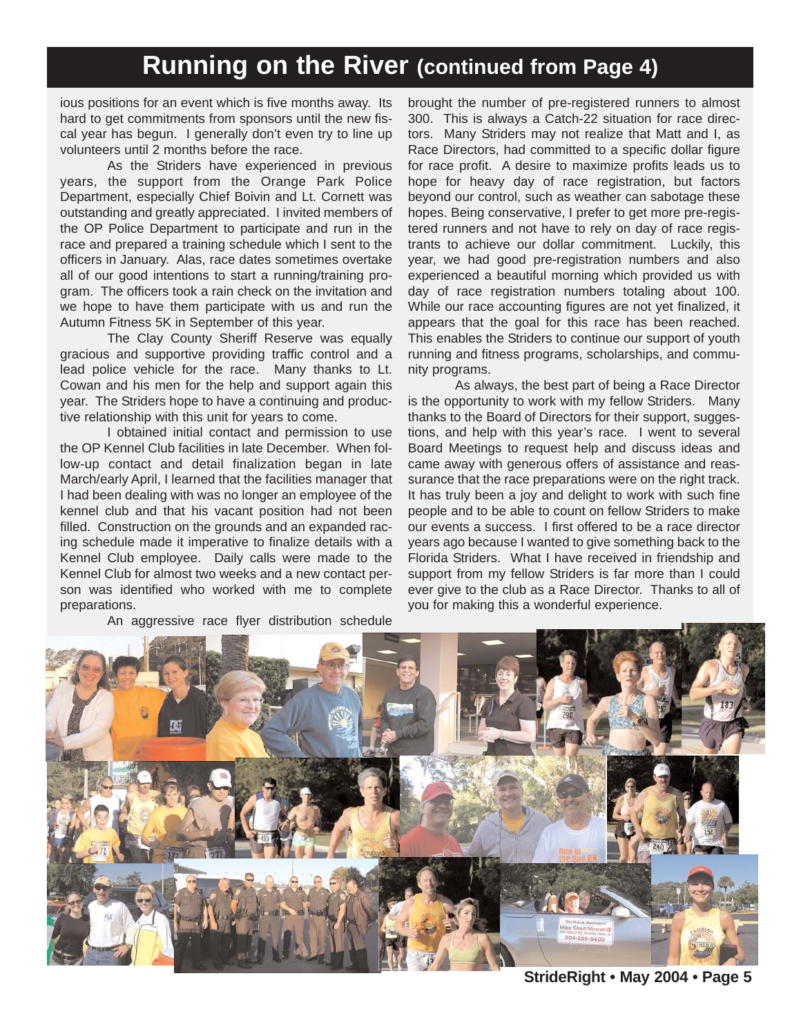# Running on the River (continued from Page 4)

ious positions for an event which is five months away. Its hard to get commitments from sponsors until the new fiscal year has begun. I generally don't even try to line up volunteers until 2 months before the race.

As the Striders have experienced in previous years, the support from the Orange Park Police Department, especially Chief Boivin and Lt. Cornett was outstanding and greatly appreciated. I invited members of the OP Police Department to participate and run in the race and prepared a training schedule which I sent to the officers in January. Alas, race dates sometimes overtake all of our good intentions to start a running/training program. The officers took a rain check on the invitation and we hope to have them participate with us and run the Autumn Fitness 5K in September of this year.

The Clay County Sheriff Reserve was equally gracious and supportive providing traffic control and a lead police vehicle for the race. Many thanks to Lt. Cowan and his men for the help and support again this year. The Striders hope to have a continuing and productive relationship with this unit for years to come.

I obtained initial contact and permission to use the OP Kennel Club facilities in late December. When follow-up contact and detail finalization began in late March/early April, I learned that the facilities manager that I had been dealing with was no longer an employee of the kennel club and that his vacant position had not been filled. Construction on the grounds and an expanded racing schedule made it imperative to finalize details with a Kennel Club employee. Daily calls were made to the Kennel Club for almost two weeks and a new contact person was identified who worked with me to complete preparations.

An aggressive race flyer distribution schedule brought the number of pre-registered runners to almost 300. This is always a Catch-22 situation for race directors. Many Striders may not realize that Matt and I, as Race Directors, had committed to a specific dollar figure for race profit. A desire to maximize profits leads us to hope for heavy day of race registration, but factors beyond our control, such as weather can sabotage these hopes. Being conservative, I prefer to get more pre-registered runners and not have to rely on day of race registrants to achieve our dollar commitment. Luckily, this year, we had good pre-registration numbers and also experienced a beautiful morning which provided us with day of race registration numbers totaling about 100. While our race accounting figures are not yet finalized, it appears that the goal for this race has been reached. This enables the Striders to continue our support of youth running and fitness programs, scholarships, and community programs.

As always, the best part of being a Race Director is the opportunity to work with my fellow Striders. Many thanks to the Board of Directors for their support, suggestions, and help with this year's race. I went to several Board Meetings to request help and discuss ideas and came away with generous offers of assistance and reassurance that the race preparations were on the right track. It has truly been a joy and delight to work with such fine people and to be able to count on fellow Striders to make our events a success. I first offered to be a race director years ago because I wanted to give something back to the Florida Striders. What I have received in friendship and support from my fellow Striders is far more than I could ever give to the club as a Race Director. Thanks to all of you for making this a wonderful experience.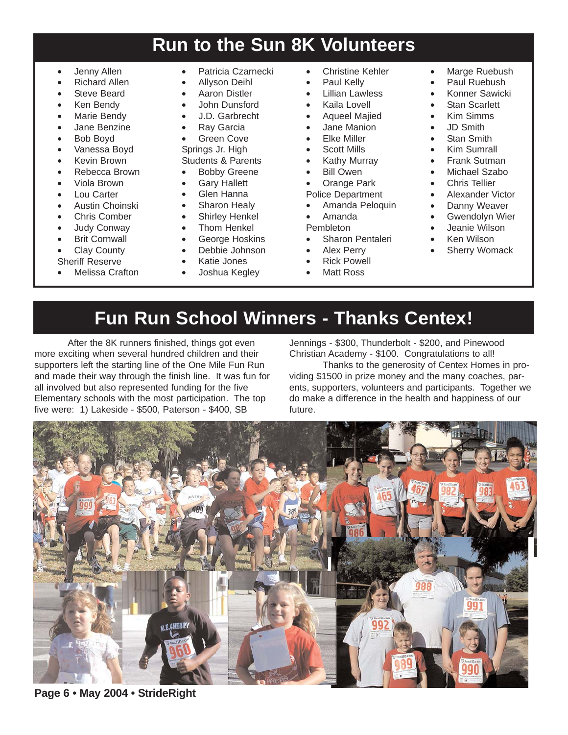# Run to the Sun 8K Volunteers

- Jenny Allen
- Richard Allen
- Steve Beard
- Ken Bendy
- Marie Bendy
- Jane Benzine
- Bob Boyd
- Vanessa Boyd
- Kevin Brown
- Rebecca Brown
- Viola Brown
- Lou Carter
- Austin Choinski
- Chris Comber
- Judy Conway
- Brit Cornwall
- Clay County Sheriff Reserve
- Melissa Crafton
- Patricia Czarnecki
- Allyson Deihl
- Aaron Distler
- John Dunsford
- J.D. Garbrecht
- Ray Garcia
- Green Cove Springs Jr. High Students & Parents
- Bobby Greene
- Gary Hallett
- Glen Hanna
- Sharon Healy
- Shirley Henkel
- Thom Henkel
- George Hoskins
- Debbie Johnson
- Katie Jones
- Joshua Kegley
- Christine Kehler
- Paul Kelly
- Lillian Lawless
- Kaila Lovell
- Aqueel Majied
- Jane Manion
- Elke Miller
- Scott Mills
- Kathy Murray
- Bill Owen
- Orange Park Police Department
- Amanda Peloquin
- Amanda Pembleton
- Sharon Pentaleri
- Alex Perry
- Rick Powell
- Matt Ross
- Marge Ruebush
- Paul Ruebush
- Konner Sawicki
- Stan Scarlett
- Kim Simms
- JD Smith
- Stan Smith
- Kim Sumrall
- Frank Sutman
- Michael Szabo
- Chris Tellier
- Alexander Victor
- Danny Weaver
- Gwendolyn Wier
- Jeanie Wilson
- Ken Wilson
- Sherry Womack

# Fun Run School Winners - Thanks Centex!

After the 8K runners finished, things got even more exciting when several hundred children and their supporters left the starting line of the One Mile Fun Run and made their way through the finish line. It was fun for all involved but also represented funding for the five Elementary schools with the most participation. The top five were: 1) Lakeside - $500, Paterson - $400, SB Jennings - $300, Thunderbolt - $200, and Pinewood Christian Academy - $100. Congratulations to all!

Thanks to the generosity of Centex Homes in providing $1500 in prize money and the many coaches, parents, supporters, volunteers and participants. Together we do make a difference in the health and happiness of our future.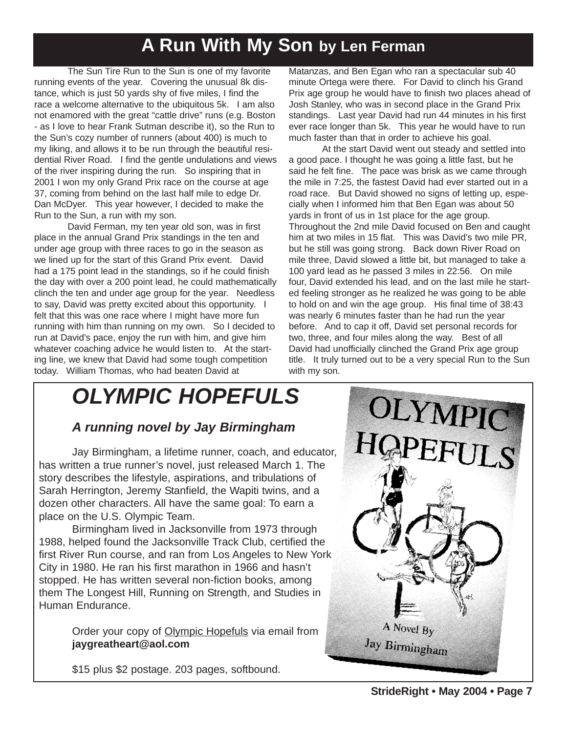# A Run With My Son by Len Ferman

The Sun Tire Run to the Sun is one of my favorite running events of the year. Covering the unusual 8k distance, which is just 50 yards shy of five miles, I find the race a welcome alternative to the ubiquitous 5k. I am also not enamored with the great "cattle drive" runs (e.g. Boston - as I love to hear Frank Sutman describe it), so the Run to the Sun's cozy number of runners (about 400) is much to my liking, and allows it to be run through the beautiful residential River Road. I find the gentle undulations and views of the river inspiring during the run. So inspiring that in 2001 I won my only Grand Prix race on the course at age 37, coming from behind on the last half mile to edge Dr. Dan McDyer. This year however, I decided to make the Run to the Sun, a run with my son.

David Ferman, my ten year old son, was in first place in the annual Grand Prix standings in the ten and under age group with three races to go in the season as we lined up for the start of this Grand Prix event. David had a 175 point lead in the standings, so if he could finish the day with over a 200 point lead, he could mathematically clinch the ten and under age group for the year. Needless to say, David was pretty excited about this opportunity. I felt that this was one race where I might have more fun running with him than running on my own. So I decided to run at David's pace, enjoy the run with him, and give him whatever coaching advice he would listen to. At the starting line, we knew that David had some tough competition today. William Thomas, who had beaten David at Matanzas, and Ben Egan who ran a spectacular sub 40 minute Ortega were there. For David to clinch his Grand Prix age group he would have to finish two places ahead of Josh Stanley, who was in second place in the Grand Prix standings. Last year David had run 44 minutes in his first ever race longer than 5k. This year he would have to run much faster than that in order to achieve his goal.

At the start David went out steady and settled into a good pace. I thought he was going a little fast, but he said he felt fine. The pace was brisk as we came through the mile in 7:25, the fastest David had ever started out in a road race. But David showed no signs of letting up, especially when I informed him that Ben Egan was about 50 yards in front of us in 1st place for the age group. Throughout the 2nd mile David focused on Ben and caught him at two miles in 15 flat. This was David's two mile PR, but he still was going strong. Back down River Road on mile three, David slowed a little bit, but managed to take a 100 yard lead as he passed 3 miles in 22:56. On mile four, David extended his lead, and on the last mile he started feeling stronger as he realized he was going to be able to hold on and win the age group. His final time of 38:43 was nearly 6 minutes faster than he had run the year before. And to cap it off, David set personal records for two, three, and four miles along the way. Best of all David had unofficially clinched the Grand Prix age group title. It truly turned out to be a very special Run to the Sun with my son.

# *OLYMPIC HOPEFULS*

### *A running novel by Jay Birmingham*

Jay Birmingham, a lifetime runner, coach, and educator, has written a true runner's novel, just released March 1. The story describes the lifestyle, aspirations, and tribulations of Sarah Herrington, Jeremy Stanfield, the Wapiti twins, and a dozen other characters. All have the same goal: To earn a place on the U.S. Olympic Team.

Birmingham lived in Jacksonville from 1973 through 1988, helped found the Jacksonville Track Club, certified the first River Run course, and ran from Los Angeles to New York City in 1980. He ran his first marathon in 1966 and hasn't stopped. He has written several non-fiction books, among them The Longest Hill, Running on Strength, and Studies in Human Endurance.

Order your copy of Olympic Hopefuls via email from **jaygreatheart@aol.com**

$15 plus $2 postage. 203 pages, softbound.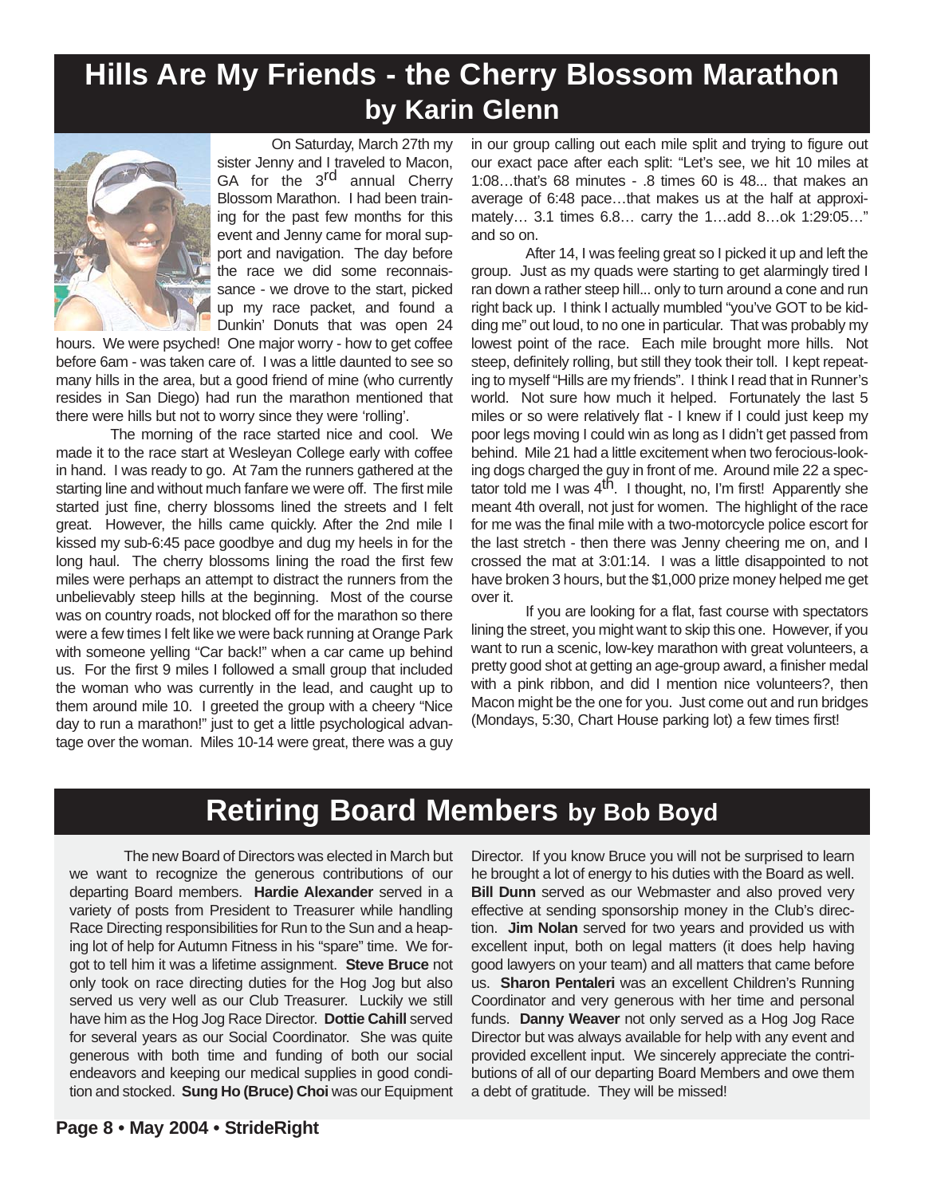# Hills Are My Friends - the Cherry Blossom Marathon

## by Karin Glenn

On Saturday, March 27th my sister Jenny and I traveled to Macon, GA for the 3rd annual Cherry Blossom Marathon. I had been training for the past few months for this event and Jenny came for moral support and navigation. The day before the race we did some reconnaissance - we drove to the start, picked up my race packet, and found a Dunkin' Donuts that was open 24 hours. We were psyched! One major worry - how to get coffee before 6am - was taken care of. I was a little daunted to see so many hills in the area, but a good friend of mine (who currently resides in San Diego) had run the marathon mentioned that there were hills but not to worry since they were 'rolling'.

The morning of the race started nice and cool. We made it to the race start at Wesleyan College early with coffee in hand. I was ready to go. At 7am the runners gathered at the starting line and without much fanfare we were off. The first mile started just fine, cherry blossoms lined the streets and I felt great. However, the hills came quickly. After the 2nd mile I kissed my sub-6:45 pace goodbye and dug my heels in for the long haul. The cherry blossoms lining the road the first few miles were perhaps an attempt to distract the runners from the unbelievably steep hills at the beginning. Most of the course was on country roads, not blocked off for the marathon so there were a few times I felt like we were back running at Orange Park with someone yelling "Car back!" when a car came up behind us. For the first 9 miles I followed a small group that included the woman who was currently in the lead, and caught up to them around mile 10. I greeted the group with a cheery "Nice day to run a marathon!" just to get a little psychological advantage over the woman. Miles 10-14 were great, there was a guy in our group calling out each mile split and trying to figure out our exact pace after each split: "Let's see, we hit 10 miles at 1:08…that's 68 minutes - .8 times 60 is 48... that makes an average of 6:48 pace…that makes us at the half at approximately… 3.1 times 6.8… carry the 1…add 8…ok 1:29:05…" and so on.

After 14, I was feeling great so I picked it up and left the group. Just as my quads were starting to get alarmingly tired I ran down a rather steep hill... only to turn around a cone and run right back up. I think I actually mumbled "you've GOT to be kidding me" out loud, to no one in particular. That was probably my lowest point of the race. Each mile brought more hills. Not steep, definitely rolling, but still they took their toll. I kept repeating to myself "Hills are my friends". I think I read that in Runner's world. Not sure how much it helped. Fortunately the last 5 miles or so were relatively flat - I knew if I could just keep my poor legs moving I could win as long as I didn't get passed from behind. Mile 21 had a little excitement when two ferocious-looking dogs charged the guy in front of me. Around mile 22 a spectator told me I was 4th. I thought, no, I'm first! Apparently she meant 4th overall, not just for women. The highlight of the race for me was the final mile with a two-motorcycle police escort for the last stretch - then there was Jenny cheering me on, and I crossed the mat at 3:01:14. I was a little disappointed to not have broken 3 hours, but the $1,000 prize money helped me get over it.

If you are looking for a flat, fast course with spectators lining the street, you might want to skip this one. However, if you want to run a scenic, low-key marathon with great volunteers, a pretty good shot at getting an age-group award, a finisher medal with a pink ribbon, and did I mention nice volunteers?, then Macon might be the one for you. Just come out and run bridges (Mondays, 5:30, Chart House parking lot) a few times first!

# Retiring Board Members by Bob Boyd

The new Board of Directors was elected in March but we want to recognize the generous contributions of our departing Board members. **Hardie Alexander** served in a variety of posts from President to Treasurer while handling Race Directing responsibilities for Run to the Sun and a heaping lot of help for Autumn Fitness in his "spare" time. We forgot to tell him it was a lifetime assignment. **Steve Bruce** not only took on race directing duties for the Hog Jog but also served us very well as our Club Treasurer. Luckily we still have him as the Hog Jog Race Director. **Dottie Cahill** served for several years as our Social Coordinator. She was quite generous with both time and funding of both our social endeavors and keeping our medical supplies in good condition and stocked. **Sung Ho (Bruce) Choi** was our Equipment Director. If you know Bruce you will not be surprised to learn he brought a lot of energy to his duties with the Board as well. **Bill Dunn** served as our Webmaster and also proved very effective at sending sponsorship money in the Club's direction. **Jim Nolan** served for two years and provided us with excellent input, both on legal matters (it does help having good lawyers on your team) and all matters that came before us. **Sharon Pentaleri** was an excellent Children's Running Coordinator and very generous with her time and personal funds. **Danny Weaver** not only served as a Hog Jog Race Director but was always available for help with any event and provided excellent input. We sincerely appreciate the contributions of all of our departing Board Members and owe them a debt of gratitude. They will be missed!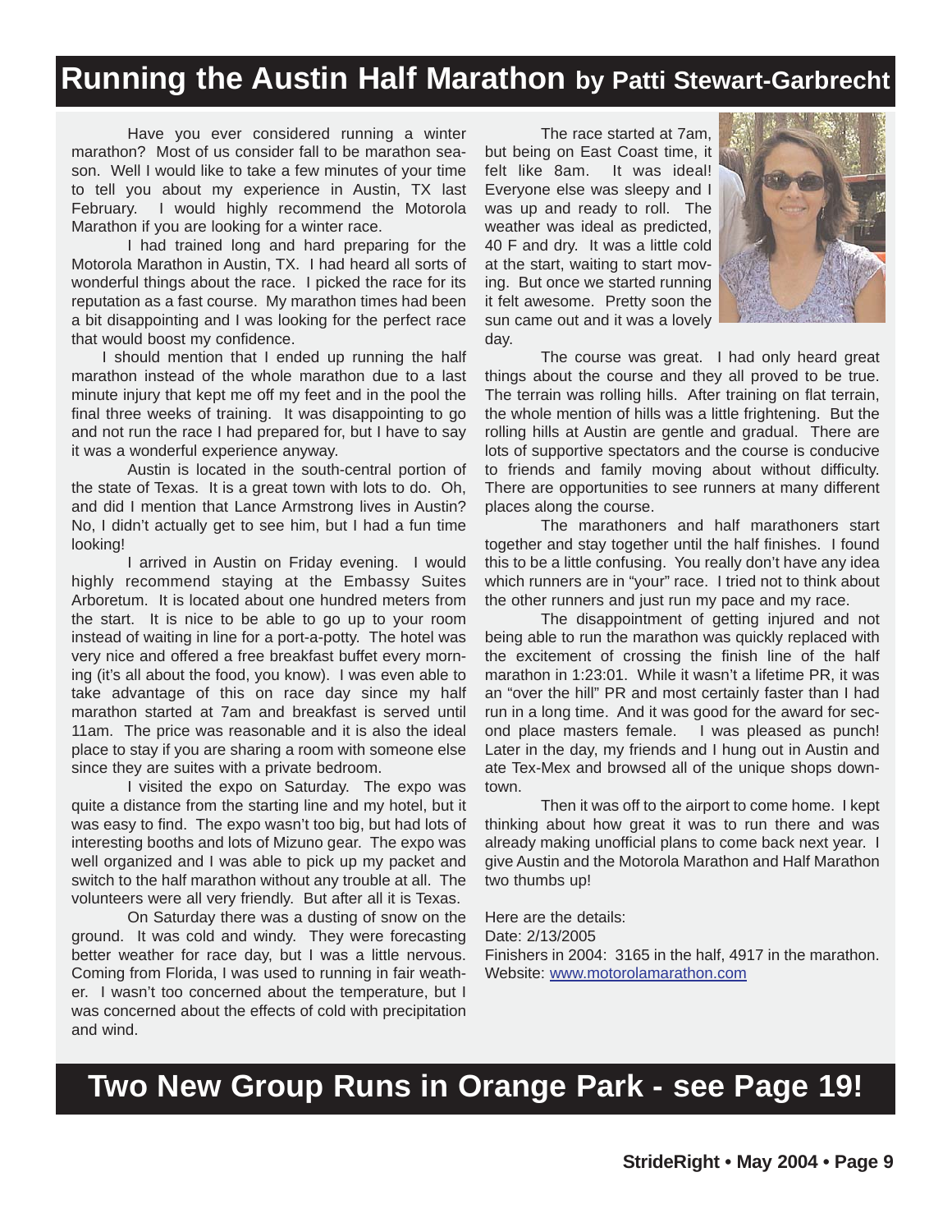# Running the Austin Half Marathon by Patti Stewart-Garbrecht

Have you ever considered running a winter marathon? Most of us consider fall to be marathon season. Well I would like to take a few minutes of your time to tell you about my experience in Austin, TX last February. I would highly recommend the Motorola Marathon if you are looking for a winter race.

I had trained long and hard preparing for the Motorola Marathon in Austin, TX. I had heard all sorts of wonderful things about the race. I picked the race for its reputation as a fast course. My marathon times had been a bit disappointing and I was looking for the perfect race that would boost my confidence.

I should mention that I ended up running the half marathon instead of the whole marathon due to a last minute injury that kept me off my feet and in the pool the final three weeks of training. It was disappointing to go and not run the race I had prepared for, but I have to say it was a wonderful experience anyway.

Austin is located in the south-central portion of the state of Texas. It is a great town with lots to do. Oh, and did I mention that Lance Armstrong lives in Austin? No, I didn't actually get to see him, but I had a fun time looking!

I arrived in Austin on Friday evening. I would highly recommend staying at the Embassy Suites Arboretum. It is located about one hundred meters from the start. It is nice to be able to go up to your room instead of waiting in line for a port-a-potty. The hotel was very nice and offered a free breakfast buffet every morning (it's all about the food, you know). I was even able to take advantage of this on race day since my half marathon started at 7am and breakfast is served until 11am. The price was reasonable and it is also the ideal place to stay if you are sharing a room with someone else since they are suites with a private bedroom.

I visited the expo on Saturday. The expo was quite a distance from the starting line and my hotel, but it was easy to find. The expo wasn't too big, but had lots of interesting booths and lots of Mizuno gear. The expo was well organized and I was able to pick up my packet and switch to the half marathon without any trouble at all. The volunteers were all very friendly. But after all it is Texas.

On Saturday there was a dusting of snow on the ground. It was cold and windy. They were forecasting better weather for race day, but I was a little nervous. Coming from Florida, I was used to running in fair weather. I wasn't too concerned about the temperature, but I was concerned about the effects of cold with precipitation and wind.

The race started at 7am, but being on East Coast time, it felt like 8am. It was ideal! Everyone else was sleepy and I was up and ready to roll. The weather was ideal as predicted, 40 F and dry. It was a little cold at the start, waiting to start moving. But once we started running it felt awesome. Pretty soon the sun came out and it was a lovely day.

The course was great. I had only heard great things about the course and they all proved to be true. The terrain was rolling hills. After training on flat terrain, the whole mention of hills was a little frightening. But the rolling hills at Austin are gentle and gradual. There are lots of supportive spectators and the course is conducive to friends and family moving about without difficulty. There are opportunities to see runners at many different places along the course.

The marathoners and half marathoners start together and stay together until the half finishes. I found this to be a little confusing. You really don't have any idea which runners are in "your" race. I tried not to think about the other runners and just run my pace and my race.

The disappointment of getting injured and not being able to run the marathon was quickly replaced with the excitement of crossing the finish line of the half marathon in 1:23:01. While it wasn't a lifetime PR, it was an "over the hill" PR and most certainly faster than I had run in a long time. And it was good for the award for second place masters female. I was pleased as punch! Later in the day, my friends and I hung out in Austin and ate Tex-Mex and browsed all of the unique shops downtown.

Then it was off to the airport to come home. I kept thinking about how great it was to run there and was already making unofficial plans to come back next year. I give Austin and the Motorola Marathon and Half Marathon two thumbs up!

Here are the details:
Date: 2/13/2005
Finishers in 2004: 3165 in the half, 4917 in the marathon.
Website: www.motorolamarathon.com

# Two New Group Runs in Orange Park - see Page 19!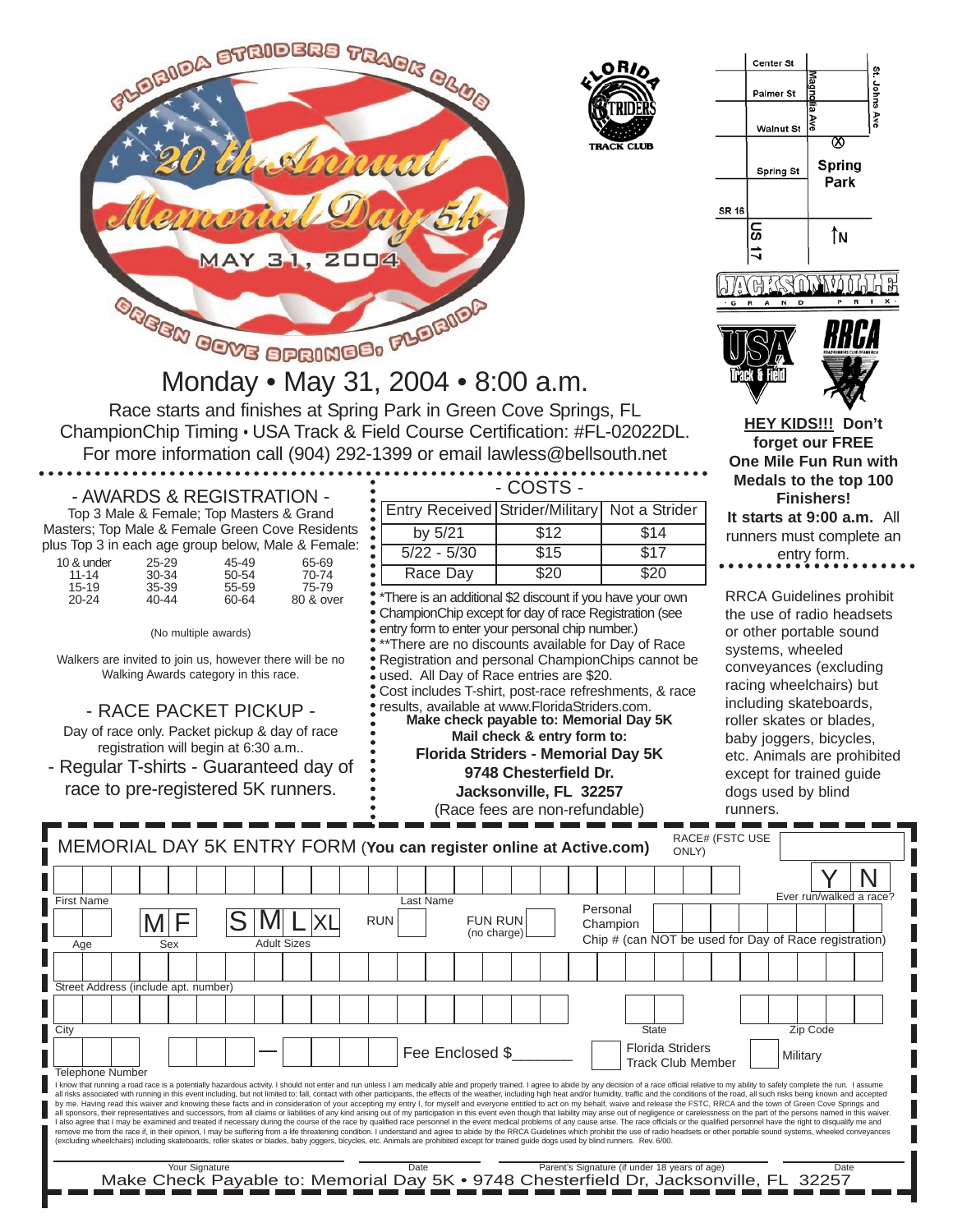# FLORIDA STRIDERS TRACK CLUB

# 20th Annual Memorial Day 5k

MAY 31, 2004

GREEN COVE SPRINGS, FLORIDA

FLORIDA STRIDERS TRACK CLUB

Center St | Palmer St | Walnut St | Spring St | Magnolia Ave | St. Johns Ave | Spring Park | SR 16 | US 17 | N

JACKSONVILLE GRAND PRIX

USA Track & Field | RRCA

## Monday • May 31, 2004 • 8:00 a.m.

Race starts and finishes at Spring Park in Green Cove Springs, FL
ChampionChip Timing • USA Track & Field Course Certification: #FL-02022DL.
For more information call (904) 292-1399 or email lawless@bellsouth.net

**HEY KIDS!!! Don't forget our FREE One Mile Fun Run with Medals to the top 100 Finishers!**
**It starts at 9:00 a.m.** All runners must complete an entry form.

### - AWARDS & REGISTRATION -

Top 3 Male & Female; Top Masters & Grand Masters; Top Male & Female Green Cove Residents plus Top 3 in each age group below, Male & Female:

| | | | |
|---|---|---|---|
| 10 & under | 25-29 | 45-49 | 65-69 |
| 11-14 | 30-34 | 50-54 | 70-74 |
| 15-19 | 35-39 | 55-59 | 75-79 |
| 20-24 | 40-44 | 60-64 | 80 & over |

(No multiple awards)

Walkers are invited to join us, however there will be no Walking Awards category in this race.

### - RACE PACKET PICKUP -

Day of race only. Packet pickup & day of race registration will begin at 6:30 a.m..

- Regular T-shirts - Guaranteed day of race to pre-registered 5K runners.

### - COSTS -

| Entry Received | Strider/Military | Not a Strider |
|---|---|---|
| by 5/21 | $12 | $14 |
| 5/22 - 5/30 | $15 | $17 |
| Race Day | $20 | $20 |

*There is an additional $2 discount if you have your own ChampionChip except for day of race Registration (see entry form to enter your personal chip number.)
**There are no discounts available for Day of Race Registration and personal ChampionChips cannot be used. All Day of Race entries are $20.
Cost includes T-shirt, post-race refreshments, & race results, available at www.FloridaStriders.com.

**Make check payable to: Memorial Day 5K**
**Mail check & entry form to:**
**Florida Striders - Memorial Day 5K**
**9748 Chesterfield Dr.**
**Jacksonville, FL 32257**
(Race fees are non-refundable)

RRCA Guidelines prohibit the use of radio headsets or other portable sound systems, wheeled conveyances (excluding racing wheelchairs) but including skateboards, roller skates or blades, baby joggers, bicycles, etc. Animals are prohibited except for trained guide dogs used by blind runners.

---

## MEMORIAL DAY 5K ENTRY FORM (**You can register online at Active.com**)

RACE# (FSTC USE ONLY) ______

First Name ______ Last Name ______ Ever run/walked a race? Y N

Age ______ Sex M F    Adult Sizes S M L XL    RUN ☐    FUN RUN (no charge) ☐    Personal Champion Chip # (can NOT be used for Day of Race registration) ______

Street Address (include apt. number) ______

City ______ State ______ Zip Code ______

Telephone Number ______ — ______    Fee Enclosed $_______    ☐ Florida Striders Track Club Member    ☐ Military

I know that running a road race is a potentially hazardous activity. I should not enter and run unless I am medically able and properly trained. I agree to abide by any decision of a race official relative to my ability to safely complete the run. I assume all risks associated with running in this event including, but not limited to: fall, contact with other participants, the effects of the weather, including high heat and/or humidity, traffic and the conditions of the road, all such risks being known and accepted by me. Having read this waiver and knowing these facts and in consideration of your accepting my entry I, for myself and everyone entitled to act on my behalf, waive and release the FSTC, RRCA and the town of Green Cove Springs and all sponsors, their representatives and successors, from all claims or liabilities of any kind arising out of my participation in this event even though that liability may arise out of negligence or carelessness on the part of the persons named in this waiver. I also agree that I may be examined and treated if necessary during the course of the race by qualified race personnel in the event medical problems of any cause arise. The race officials or the qualified personnel have the right to disqualify me or remove me from the race if, in their opinion, I may be suffering from a life threatening condition. I understand and agree to abide by the RRCA Guidelines which prohibit the use of radio headsets or other portable sound systems, wheeled conveyances (excluding wheelchairs) including skateboards, roller skates or blades, baby joggers, bicycles, etc. Animals are prohibited except for trained guide dogs used by blind runners. Rev. 6/00.

______ Your Signature    ______ Date    ______ Parent's Signature (if under 18 years of age)    ______ Date

Make Check Payable to: Memorial Day 5K • 9748 Chesterfield Dr, Jacksonville, FL 32257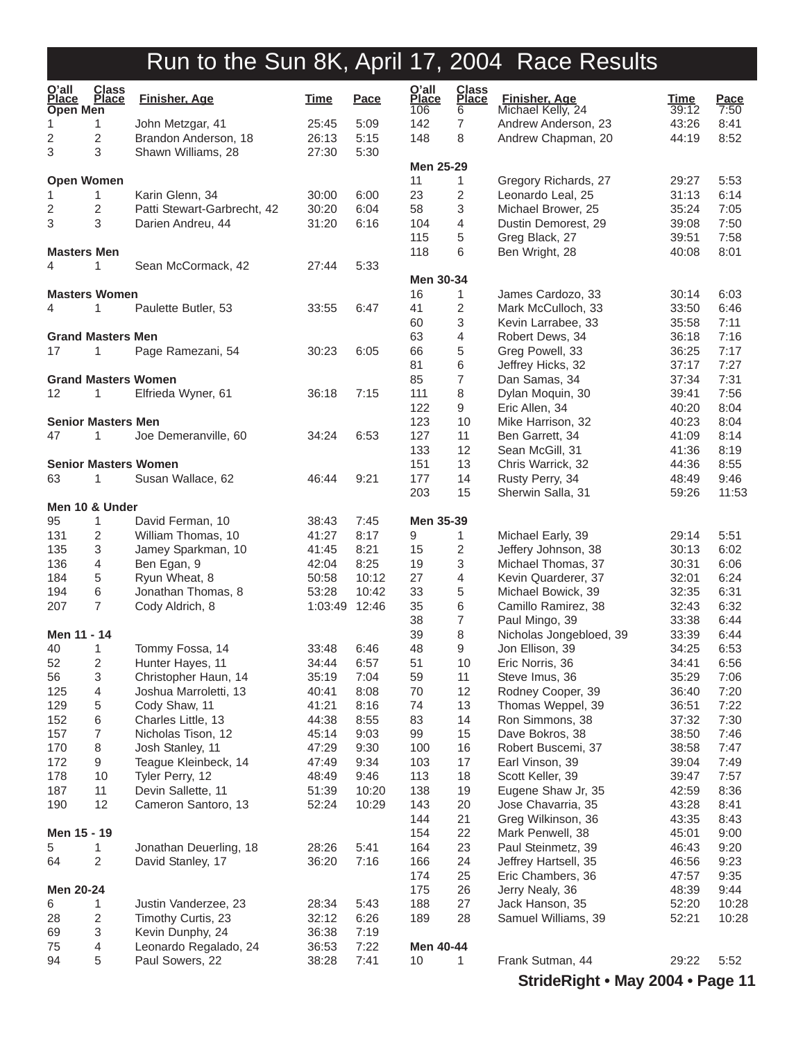# Run to the Sun 8K, April 17, 2004 Race Results

### Open Men

| O'all Place | Class Place | Finisher, Age | Time | Pace |
|---|---|---|---|---|
| 1 | 1 | John Metzgar, 41 | 25:45 | 5:09 |
| 2 | 2 | Brandon Anderson, 18 | 26:13 | 5:15 |
| 3 | 3 | Shawn Williams, 28 | 27:30 | 5:30 |

### Open Women

| O'all Place | Class Place | Finisher, Age | Time | Pace |
|---|---|---|---|---|
| 1 | 1 | Karin Glenn, 34 | 30:00 | 6:00 |
| 2 | 2 | Patti Stewart-Garbrecht, 42 | 30:20 | 6:04 |
| 3 | 3 | Darien Andreu, 44 | 31:20 | 6:16 |

### Masters Men

| O'all Place | Class Place | Finisher, Age | Time | Pace |
|---|---|---|---|---|
| 4 | 1 | Sean McCormack, 42 | 27:44 | 5:33 |

### Masters Women

| O'all Place | Class Place | Finisher, Age | Time | Pace |
|---|---|---|---|---|
| 4 | 1 | Paulette Butler, 53 | 33:55 | 6:47 |

### Grand Masters Men

| O'all Place | Class Place | Finisher, Age | Time | Pace |
|---|---|---|---|---|
| 17 | 1 | Page Ramezani, 54 | 30:23 | 6:05 |

### Grand Masters Women

| O'all Place | Class Place | Finisher, Age | Time | Pace |
|---|---|---|---|---|
| 12 | 1 | Elfrieda Wyner, 61 | 36:18 | 7:15 |

### Senior Masters Men

| O'all Place | Class Place | Finisher, Age | Time | Pace |
|---|---|---|---|---|
| 47 | 1 | Joe Demeranville, 60 | 34:24 | 6:53 |

### Senior Masters Women

| O'all Place | Class Place | Finisher, Age | Time | Pace |
|---|---|---|---|---|
| 63 | 1 | Susan Wallace, 62 | 46:44 | 9:21 |

### Men 10 & Under

| O'all Place | Class Place | Finisher, Age | Time | Pace |
|---|---|---|---|---|
| 95 | 1 | David Ferman, 10 | 38:43 | 7:45 |
| 131 | 2 | William Thomas, 10 | 41:27 | 8:17 |
| 135 | 3 | Jamey Sparkman, 10 | 41:45 | 8:21 |
| 136 | 4 | Ben Egan, 9 | 42:04 | 8:25 |
| 184 | 5 | Ryun Wheat, 8 | 50:58 | 10:12 |
| 194 | 6 | Jonathan Thomas, 8 | 53:28 | 10:42 |
| 207 | 7 | Cody Aldrich, 8 | 1:03:49 | 12:46 |

### Men 11 - 14

| O'all Place | Class Place | Finisher, Age | Time | Pace |
|---|---|---|---|---|
| 40 | 1 | Tommy Fossa, 14 | 33:48 | 6:46 |
| 52 | 2 | Hunter Hayes, 11 | 34:44 | 6:57 |
| 56 | 3 | Christopher Haun, 14 | 35:19 | 7:04 |
| 125 | 4 | Joshua Marroletti, 13 | 40:41 | 8:08 |
| 129 | 5 | Cody Shaw, 11 | 41:21 | 8:16 |
| 152 | 6 | Charles Little, 13 | 44:38 | 8:55 |
| 157 | 7 | Nicholas Tison, 12 | 45:14 | 9:03 |
| 170 | 8 | Josh Stanley, 11 | 47:29 | 9:30 |
| 172 | 9 | Teague Kleinbeck, 14 | 47:49 | 9:34 |
| 178 | 10 | Tyler Perry, 12 | 48:49 | 9:46 |
| 187 | 11 | Devin Sallette, 11 | 51:39 | 10:20 |
| 190 | 12 | Cameron Santoro, 13 | 52:24 | 10:29 |

### Men 15 - 19

| O'all Place | Class Place | Finisher, Age | Time | Pace |
|---|---|---|---|---|
| 5 | 1 | Jonathan Deuerling, 18 | 28:26 | 5:41 |
| 64 | 2 | David Stanley, 17 | 36:20 | 7:16 |

### Men 20-24

| O'all Place | Class Place | Finisher, Age | Time | Pace |
|---|---|---|---|---|
| 6 | 1 | Justin Vanderzee, 23 | 28:34 | 5:43 |
| 28 | 2 | Timothy Curtis, 23 | 32:12 | 6:26 |
| 69 | 3 | Kevin Dunphy, 24 | 36:38 | 7:19 |
| 75 | 4 | Leonardo Regalado, 24 | 36:53 | 7:22 |
| 94 | 5 | Paul Sowers, 22 | 38:28 | 7:41 |
| 106 | 6 | Michael Kelly, 24 | 39:12 | 7:50 |
| 142 | 7 | Andrew Anderson, 23 | 43:26 | 8:41 |
| 148 | 8 | Andrew Chapman, 20 | 44:19 | 8:52 |

### Men 25-29

| O'all Place | Class Place | Finisher, Age | Time | Pace |
|---|---|---|---|---|
| 11 | 1 | Gregory Richards, 27 | 29:27 | 5:53 |
| 23 | 2 | Leonardo Leal, 25 | 31:13 | 6:14 |
| 58 | 3 | Michael Brower, 25 | 35:24 | 7:05 |
| 104 | 4 | Dustin Demorest, 29 | 39:08 | 7:50 |
| 115 | 5 | Greg Black, 27 | 39:51 | 7:58 |
| 118 | 6 | Ben Wright, 28 | 40:08 | 8:01 |

### Men 30-34

| O'all Place | Class Place | Finisher, Age | Time | Pace |
|---|---|---|---|---|
| 16 | 1 | James Cardozo, 33 | 30:14 | 6:03 |
| 41 | 2 | Mark McCulloch, 33 | 33:50 | 6:46 |
| 60 | 3 | Kevin Larrabee, 33 | 35:58 | 7:11 |
| 63 | 4 | Robert Dews, 34 | 36:18 | 7:16 |
| 66 | 5 | Greg Powell, 33 | 36:25 | 7:17 |
| 81 | 6 | Jeffrey Hicks, 32 | 37:17 | 7:27 |
| 85 | 7 | Dan Samas, 34 | 37:34 | 7:31 |
| 111 | 8 | Dylan Moquin, 30 | 39:41 | 7:56 |
| 122 | 9 | Eric Allen, 34 | 40:20 | 8:04 |
| 123 | 10 | Mike Harrison, 32 | 40:23 | 8:04 |
| 127 | 11 | Ben Garrett, 34 | 41:09 | 8:14 |
| 133 | 12 | Sean McGill, 31 | 41:36 | 8:19 |
| 151 | 13 | Chris Warrick, 32 | 44:36 | 8:55 |
| 177 | 14 | Rusty Perry, 34 | 48:49 | 9:46 |
| 203 | 15 | Sherwin Salla, 31 | 59:26 | 11:53 |

### Men 35-39

| O'all Place | Class Place | Finisher, Age | Time | Pace |
|---|---|---|---|---|
| 9 | 1 | Michael Early, 39 | 29:14 | 5:51 |
| 15 | 2 | Jeffery Johnson, 38 | 30:13 | 6:02 |
| 19 | 3 | Michael Thomas, 37 | 30:31 | 6:06 |
| 27 | 4 | Kevin Quarderer, 37 | 32:01 | 6:24 |
| 33 | 5 | Michael Bowick, 39 | 32:35 | 6:31 |
| 35 | 6 | Camillo Ramirez, 38 | 32:43 | 6:32 |
| 38 | 7 | Paul Mingo, 39 | 33:38 | 6:44 |
| 39 | 8 | Nicholas Jongebloed, 39 | 33:39 | 6:44 |
| 48 | 9 | Jon Ellison, 39 | 34:25 | 6:53 |
| 51 | 10 | Eric Norris, 36 | 34:41 | 6:56 |
| 59 | 11 | Steve Imus, 36 | 35:29 | 7:06 |
| 70 | 12 | Rodney Cooper, 39 | 36:40 | 7:20 |
| 74 | 13 | Thomas Weppel, 39 | 36:51 | 7:22 |
| 83 | 14 | Ron Simmons, 38 | 37:32 | 7:30 |
| 99 | 15 | Dave Bokros, 38 | 38:50 | 7:46 |
| 100 | 16 | Robert Buscemi, 37 | 38:58 | 7:47 |
| 103 | 17 | Earl Vinson, 39 | 39:04 | 7:49 |
| 113 | 18 | Scott Keller, 39 | 39:47 | 7:57 |
| 138 | 19 | Eugene Shaw Jr, 35 | 42:59 | 8:36 |
| 143 | 20 | Jose Chavarria, 35 | 43:28 | 8:41 |
| 144 | 21 | Greg Wilkinson, 36 | 43:35 | 8:43 |
| 154 | 22 | Mark Penwell, 38 | 45:01 | 9:00 |
| 164 | 23 | Paul Steinmetz, 39 | 46:43 | 9:20 |
| 166 | 24 | Jeffrey Hartsell, 35 | 46:56 | 9:23 |
| 174 | 25 | Eric Chambers, 36 | 47:57 | 9:35 |
| 175 | 26 | Jerry Nealy, 36 | 48:39 | 9:44 |
| 188 | 27 | Jack Hanson, 35 | 52:20 | 10:28 |
| 189 | 28 | Samuel Williams, 39 | 52:21 | 10:28 |

### Men 40-44

| O'all Place | Class Place | Finisher, Age | Time | Pace |
|---|---|---|---|---|
| 10 | 1 | Frank Sutman, 44 | 29:22 | 5:52 |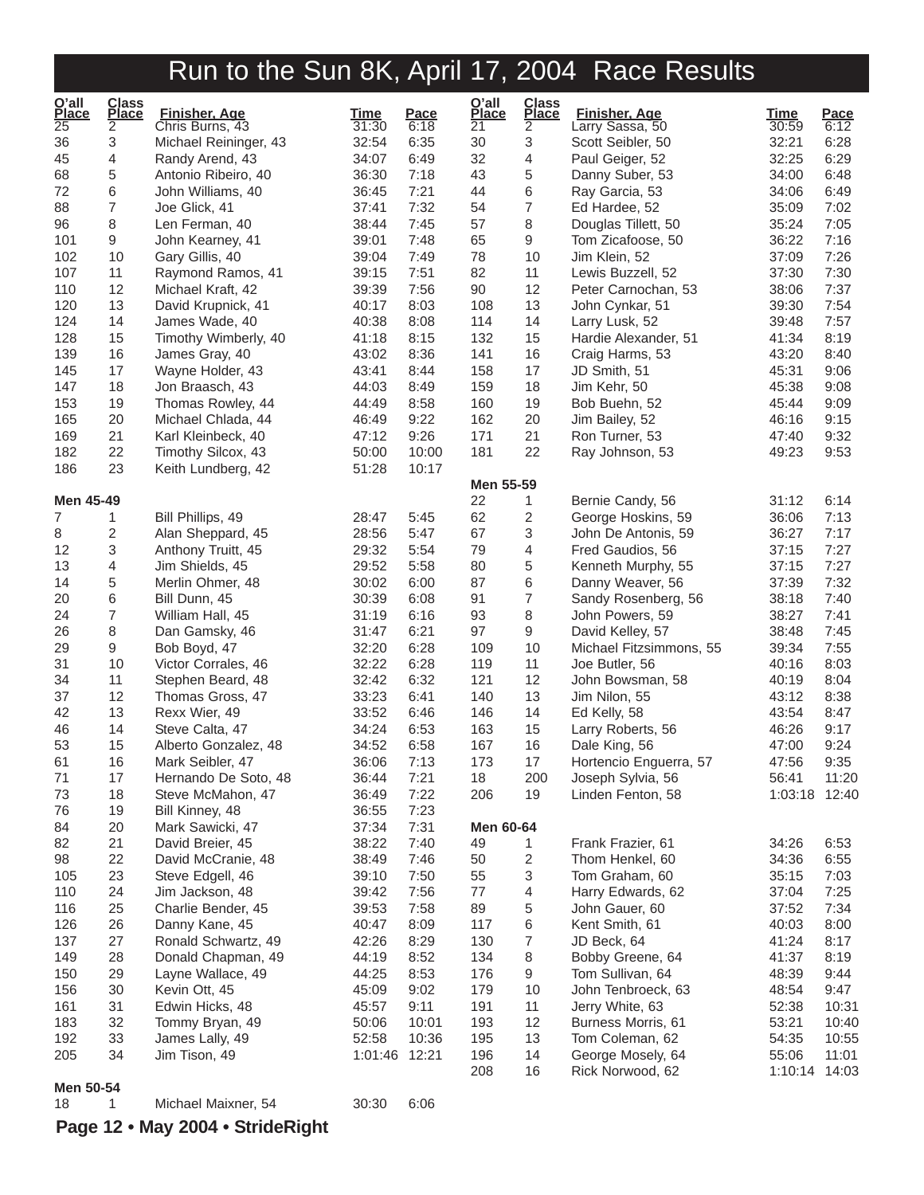# Run to the Sun 8K, April 17, 2004 Race Results

| O'all Place | Class Place | Finisher, Age | Time | Pace |
|---|---|---|---|---|
| 25 | 2 | Chris Burns, 43 | 31:30 | 6:18 |
| 36 | 3 | Michael Reininger, 43 | 32:54 | 6:35 |
| 45 | 4 | Randy Arend, 43 | 34:07 | 6:49 |
| 68 | 5 | Antonio Ribeiro, 40 | 36:30 | 7:18 |
| 72 | 6 | John Williams, 40 | 36:45 | 7:21 |
| 88 | 7 | Joe Glick, 41 | 37:41 | 7:32 |
| 96 | 8 | Len Ferman, 40 | 38:44 | 7:45 |
| 101 | 9 | John Kearney, 41 | 39:01 | 7:48 |
| 102 | 10 | Gary Gillis, 40 | 39:04 | 7:49 |
| 107 | 11 | Raymond Ramos, 41 | 39:15 | 7:51 |
| 110 | 12 | Michael Kraft, 42 | 39:39 | 7:56 |
| 120 | 13 | David Krupnick, 41 | 40:17 | 8:03 |
| 124 | 14 | James Wade, 40 | 40:38 | 8:08 |
| 128 | 15 | Timothy Wimberly, 40 | 41:18 | 8:15 |
| 139 | 16 | James Gray, 40 | 43:02 | 8:36 |
| 145 | 17 | Wayne Holder, 43 | 43:41 | 8:44 |
| 147 | 18 | Jon Braasch, 43 | 44:03 | 8:49 |
| 153 | 19 | Thomas Rowley, 44 | 44:49 | 8:58 |
| 165 | 20 | Michael Chlada, 44 | 46:49 | 9:22 |
| 169 | 21 | Karl Kleinbeck, 40 | 47:12 | 9:26 |
| 182 | 22 | Timothy Silcox, 43 | 50:00 | 10:00 |
| 186 | 23 | Keith Lundberg, 42 | 51:28 | 10:17 |

**Men 45-49**

| O'all Place | Class Place | Finisher, Age | Time | Pace |
|---|---|---|---|---|
| 7 | 1 | Bill Phillips, 49 | 28:47 | 5:45 |
| 8 | 2 | Alan Sheppard, 45 | 28:56 | 5:47 |
| 12 | 3 | Anthony Truitt, 45 | 29:32 | 5:54 |
| 13 | 4 | Jim Shields, 45 | 29:52 | 5:58 |
| 14 | 5 | Merlin Ohmer, 48 | 30:02 | 6:00 |
| 20 | 6 | Bill Dunn, 45 | 30:39 | 6:08 |
| 24 | 7 | William Hall, 45 | 31:19 | 6:16 |
| 26 | 8 | Dan Gamsky, 46 | 31:47 | 6:21 |
| 29 | 9 | Bob Boyd, 47 | 32:20 | 6:28 |
| 31 | 10 | Victor Corrales, 46 | 32:22 | 6:28 |
| 34 | 11 | Stephen Beard, 48 | 32:42 | 6:32 |
| 37 | 12 | Thomas Gross, 47 | 33:23 | 6:41 |
| 42 | 13 | Rexx Wier, 49 | 33:52 | 6:46 |
| 46 | 14 | Steve Calta, 47 | 34:24 | 6:53 |
| 53 | 15 | Alberto Gonzalez, 48 | 34:52 | 6:58 |
| 61 | 16 | Mark Seibler, 47 | 36:06 | 7:13 |
| 71 | 17 | Hernando De Soto, 48 | 36:44 | 7:21 |
| 73 | 18 | Steve McMahon, 47 | 36:49 | 7:22 |
| 76 | 19 | Bill Kinney, 48 | 36:55 | 7:23 |
| 84 | 20 | Mark Sawicki, 47 | 37:34 | 7:31 |
| 82 | 21 | David Breier, 45 | 38:22 | 7:40 |
| 98 | 22 | David McCranie, 48 | 38:49 | 7:46 |
| 105 | 23 | Steve Edgell, 46 | 39:10 | 7:50 |
| 110 | 24 | Jim Jackson, 48 | 39:42 | 7:56 |
| 116 | 25 | Charlie Bender, 45 | 39:53 | 7:58 |
| 126 | 26 | Danny Kane, 45 | 40:47 | 8:09 |
| 137 | 27 | Ronald Schwartz, 49 | 42:26 | 8:29 |
| 149 | 28 | Donald Chapman, 49 | 44:19 | 8:52 |
| 150 | 29 | Layne Wallace, 49 | 44:25 | 8:53 |
| 156 | 30 | Kevin Ott, 45 | 45:09 | 9:02 |
| 161 | 31 | Edwin Hicks, 48 | 45:57 | 9:11 |
| 183 | 32 | Tommy Bryan, 49 | 50:06 | 10:01 |
| 192 | 33 | James Lally, 49 | 52:58 | 10:36 |
| 205 | 34 | Jim Tison, 49 | 1:01:46 | 12:21 |

**Men 50-54**

| O'all Place | Class Place | Finisher, Age | Time | Pace |
|---|---|---|---|---|
| 18 | 1 | Michael Maixner, 54 | 30:30 | 6:06 |
| 21 | 2 | Larry Sassa, 50 | 30:59 | 6:12 |
| 30 | 3 | Scott Seibler, 50 | 32:21 | 6:28 |
| 32 | 4 | Paul Geiger, 52 | 32:25 | 6:29 |
| 43 | 5 | Danny Suber, 53 | 34:00 | 6:48 |
| 44 | 6 | Ray Garcia, 53 | 34:06 | 6:49 |
| 54 | 7 | Ed Hardee, 52 | 35:09 | 7:02 |
| 57 | 8 | Douglas Tillett, 50 | 35:24 | 7:05 |
| 65 | 9 | Tom Zicafoose, 50 | 36:22 | 7:16 |
| 78 | 10 | Jim Klein, 52 | 37:09 | 7:26 |
| 82 | 11 | Lewis Buzzell, 52 | 37:30 | 7:30 |
| 90 | 12 | Peter Carnochan, 53 | 38:06 | 7:37 |
| 108 | 13 | John Cynkar, 51 | 39:30 | 7:54 |
| 114 | 14 | Larry Lusk, 52 | 39:48 | 7:57 |
| 132 | 15 | Hardie Alexander, 51 | 41:34 | 8:19 |
| 141 | 16 | Craig Harms, 53 | 43:20 | 8:40 |
| 158 | 17 | JD Smith, 51 | 45:31 | 9:06 |
| 159 | 18 | Jim Kehr, 50 | 45:38 | 9:08 |
| 160 | 19 | Bob Buehn, 52 | 45:44 | 9:09 |
| 162 | 20 | Jim Bailey, 52 | 46:16 | 9:15 |
| 171 | 21 | Ron Turner, 53 | 47:40 | 9:32 |
| 181 | 22 | Ray Johnson, 53 | 49:23 | 9:53 |

**Men 55-59**

| O'all Place | Class Place | Finisher, Age | Time | Pace |
|---|---|---|---|---|
| 22 | 1 | Bernie Candy, 56 | 31:12 | 6:14 |
| 62 | 2 | George Hoskins, 59 | 36:06 | 7:13 |
| 67 | 3 | John De Antonis, 59 | 36:27 | 7:17 |
| 79 | 4 | Fred Gaudios, 56 | 37:15 | 7:27 |
| 80 | 5 | Kenneth Murphy, 55 | 37:15 | 7:27 |
| 87 | 6 | Danny Weaver, 56 | 37:39 | 7:32 |
| 91 | 7 | Sandy Rosenberg, 56 | 38:18 | 7:40 |
| 93 | 8 | John Powers, 59 | 38:27 | 7:41 |
| 97 | 9 | David Kelley, 57 | 38:48 | 7:45 |
| 109 | 10 | Michael Fitzsimmons, 55 | 39:34 | 7:55 |
| 119 | 11 | Joe Butler, 56 | 40:16 | 8:03 |
| 121 | 12 | John Bowsman, 58 | 40:19 | 8:04 |
| 140 | 13 | Jim Nilon, 55 | 43:12 | 8:38 |
| 146 | 14 | Ed Kelly, 58 | 43:54 | 8:47 |
| 163 | 15 | Larry Roberts, 56 | 46:26 | 9:17 |
| 167 | 16 | Dale King, 56 | 47:00 | 9:24 |
| 173 | 17 | Hortencio Enguerra, 57 | 47:56 | 9:35 |
| 18 | 200 | Joseph Sylvia, 56 | 56:41 | 11:20 |
| 206 | 19 | Linden Fenton, 58 | 1:03:18 | 12:40 |

**Men 60-64**

| O'all Place | Class Place | Finisher, Age | Time | Pace |
|---|---|---|---|---|
| 49 | 1 | Frank Frazier, 61 | 34:26 | 6:53 |
| 50 | 2 | Thom Henkel, 60 | 34:36 | 6:55 |
| 55 | 3 | Tom Graham, 60 | 35:15 | 7:03 |
| 77 | 4 | Harry Edwards, 62 | 37:04 | 7:25 |
| 89 | 5 | John Gauer, 60 | 37:52 | 7:34 |
| 117 | 6 | Kent Smith, 61 | 40:03 | 8:00 |
| 130 | 7 | JD Beck, 64 | 41:24 | 8:17 |
| 134 | 8 | Bobby Greene, 64 | 41:37 | 8:19 |
| 176 | 9 | Tom Sullivan, 64 | 48:39 | 9:44 |
| 179 | 10 | John Tenbroeck, 63 | 48:54 | 9:47 |
| 191 | 11 | Jerry White, 63 | 52:38 | 10:31 |
| 193 | 12 | Burness Morris, 61 | 53:21 | 10:40 |
| 195 | 13 | Tom Coleman, 62 | 54:35 | 10:55 |
| 196 | 14 | George Mosely, 64 | 55:06 | 11:01 |
| 208 | 16 | Rick Norwood, 62 | 1:10:14 | 14:03 |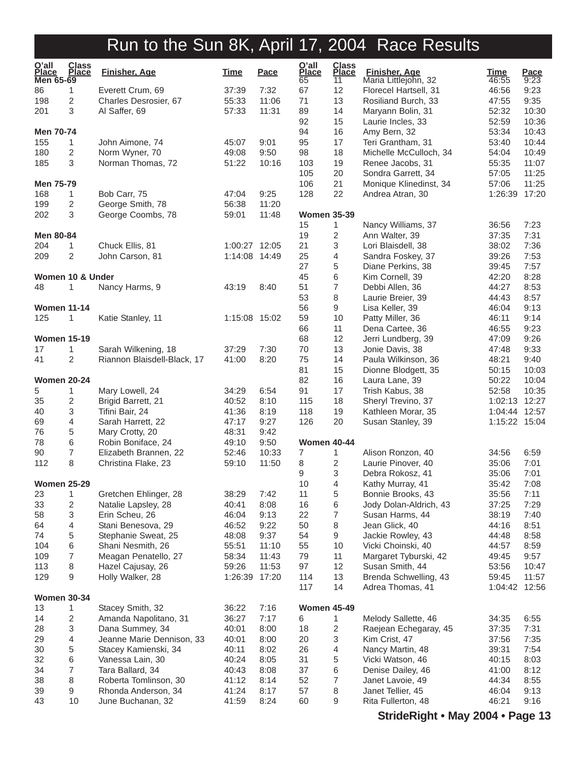# Run to the Sun 8K, April 17, 2004 Race Results

### Men 65-69

| O'all Place | Class Place | Finisher, Age | Time | Pace |
|---|---|---|---|---|
| 86 | 1 | Everett Crum, 69 | 37:39 | 7:32 |
| 198 | 2 | Charles Desrosier, 67 | 55:33 | 11:06 |
| 201 | 3 | Al Saffer, 69 | 57:33 | 11:31 |

### Men 70-74

| O'all Place | Class Place | Finisher, Age | Time | Pace |
|---|---|---|---|---|
| 155 | 1 | John Aimone, 74 | 45:07 | 9:01 |
| 180 | 2 | Norm Wyner, 70 | 49:08 | 9:50 |
| 185 | 3 | Norman Thomas, 72 | 51:22 | 10:16 |

### Men 75-79

| O'all Place | Class Place | Finisher, Age | Time | Pace |
|---|---|---|---|---|
| 168 | 1 | Bob Carr, 75 | 47:04 | 9:25 |
| 199 | 2 | George Smith, 78 | 56:38 | 11:20 |
| 202 | 3 | George Coombs, 78 | 59:01 | 11:48 |

### Men 80-84

| O'all Place | Class Place | Finisher, Age | Time | Pace |
|---|---|---|---|---|
| 204 | 1 | Chuck Ellis, 81 | 1:00:27 | 12:05 |
| 209 | 2 | John Carson, 81 | 1:14:08 | 14:49 |

### Women 10 & Under

| O'all Place | Class Place | Finisher, Age | Time | Pace |
|---|---|---|---|---|
| 48 | 1 | Nancy Harms, 9 | 43:19 | 8:40 |

### Women 11-14

| O'all Place | Class Place | Finisher, Age | Time | Pace |
|---|---|---|---|---|
| 125 | 1 | Katie Stanley, 11 | 1:15:08 | 15:02 |

### Women 15-19

| O'all Place | Class Place | Finisher, Age | Time | Pace |
|---|---|---|---|---|
| 17 | 1 | Sarah Wilkening, 18 | 37:29 | 7:30 |
| 41 | 2 | Riannon Blaisdell-Black, 17 | 41:00 | 8:20 |

### Women 20-24

| O'all Place | Class Place | Finisher, Age | Time | Pace |
|---|---|---|---|---|
| 5 | 1 | Mary Lowell, 24 | 34:29 | 6:54 |
| 35 | 2 | Brigid Barrett, 21 | 40:52 | 8:10 |
| 40 | 3 | Tifini Bair, 24 | 41:36 | 8:19 |
| 69 | 4 | Sarah Harrett, 22 | 47:17 | 9:27 |
| 76 | 5 | Mary Crotty, 20 | 48:31 | 9:42 |
| 78 | 6 | Robin Boniface, 24 | 49:10 | 9:50 |
| 90 | 7 | Elizabeth Brannen, 22 | 52:46 | 10:33 |
| 112 | 8 | Christina Flake, 23 | 59:10 | 11:50 |

### Women 25-29

| O'all Place | Class Place | Finisher, Age | Time | Pace |
|---|---|---|---|---|
| 23 | 1 | Gretchen Ehlinger, 28 | 38:29 | 7:42 |
| 33 | 2 | Natalie Lapsley, 28 | 40:41 | 8:08 |
| 58 | 3 | Erin Scheu, 26 | 46:04 | 9:13 |
| 64 | 4 | Stani Benesova, 29 | 46:52 | 9:22 |
| 74 | 5 | Stephanie Sweat, 25 | 48:08 | 9:37 |
| 104 | 6 | Shani Nesmith, 26 | 55:51 | 11:10 |
| 109 | 7 | Meagan Penatello, 27 | 58:34 | 11:43 |
| 113 | 8 | Hazel Cajusay, 26 | 59:26 | 11:53 |
| 129 | 9 | Holly Walker, 28 | 1:26:39 | 17:20 |

### Women 30-34

| O'all Place | Class Place | Finisher, Age | Time | Pace |
|---|---|---|---|---|
| 13 | 1 | Stacey Smith, 32 | 36:22 | 7:16 |
| 14 | 2 | Amanda Napolitano, 31 | 36:27 | 7:17 |
| 28 | 3 | Dana Summey, 34 | 40:01 | 8:00 |
| 29 | 4 | Jeanne Marie Dennison, 33 | 40:01 | 8:00 |
| 30 | 5 | Stacey Kamienski, 34 | 40:11 | 8:02 |
| 32 | 6 | Vanessa Lain, 30 | 40:24 | 8:05 |
| 34 | 7 | Tara Ballard, 34 | 40:43 | 8:08 |
| 38 | 8 | Roberta Tomlinson, 30 | 41:12 | 8:14 |
| 39 | 9 | Rhonda Anderson, 34 | 41:24 | 8:17 |
| 43 | 10 | June Buchanan, 32 | 41:59 | 8:24 |
| 65 | 11 | Maria Littlejohn, 32 | 46:55 | 9:23 |
| 67 | 12 | Florecel Hartsell, 31 | 46:56 | 9:23 |
| 71 | 13 | Rosiliand Burch, 33 | 47:55 | 9:35 |
| 89 | 14 | Maryann Bolin, 31 | 52:32 | 10:30 |
| 92 | 15 | Laurie Incles, 33 | 52:59 | 10:36 |
| 94 | 16 | Amy Bern, 32 | 53:34 | 10:43 |
| 95 | 17 | Teri Grantham, 31 | 53:40 | 10:44 |
| 98 | 18 | Michelle McCulloch, 34 | 54:04 | 10:49 |
| 103 | 19 | Renee Jacobs, 31 | 55:35 | 11:07 |
| 105 | 20 | Sondra Garrett, 34 | 57:05 | 11:25 |
| 106 | 21 | Monique Klinedinst, 34 | 57:06 | 11:25 |
| 128 | 22 | Andrea Atran, 30 | 1:26:39 | 17:20 |

### Women 35-39

| O'all Place | Class Place | Finisher, Age | Time | Pace |
|---|---|---|---|---|
| 15 | 1 | Nancy Williams, 37 | 36:56 | 7:23 |
| 19 | 2 | Ann Walter, 39 | 37:35 | 7:31 |
| 21 | 3 | Lori Blaisdell, 38 | 38:02 | 7:36 |
| 25 | 4 | Sandra Foskey, 37 | 39:26 | 7:53 |
| 27 | 5 | Diane Perkins, 38 | 39:45 | 7:57 |
| 45 | 6 | Kim Cornell, 39 | 42:20 | 8:28 |
| 51 | 7 | Debbi Allen, 36 | 44:27 | 8:53 |
| 53 | 8 | Laurie Breier, 39 | 44:43 | 8:57 |
| 56 | 9 | Lisa Keller, 39 | 46:04 | 9:13 |
| 59 | 10 | Patty Miller, 36 | 46:11 | 9:14 |
| 66 | 11 | Dena Cartee, 36 | 46:55 | 9:23 |
| 68 | 12 | Jerri Lundberg, 39 | 47:09 | 9:26 |
| 70 | 13 | Jonie Davis, 38 | 47:48 | 9:33 |
| 75 | 14 | Paula Wilkinson, 36 | 48:21 | 9:40 |
| 81 | 15 | Dionne Blodgett, 35 | 50:15 | 10:03 |
| 82 | 16 | Laura Lane, 39 | 50:22 | 10:04 |
| 91 | 17 | Trish Kabus, 38 | 52:58 | 10:35 |
| 115 | 18 | Sheryl Trevino, 37 | 1:02:13 | 12:27 |
| 118 | 19 | Kathleen Morar, 35 | 1:04:44 | 12:57 |
| 126 | 20 | Susan Stanley, 39 | 1:15:22 | 15:04 |

### Women 40-44

| O'all Place | Class Place | Finisher, Age | Time | Pace |
|---|---|---|---|---|
| 7 | 1 | Alison Ronzon, 40 | 34:56 | 6:59 |
| 8 | 2 | Laurie Pinover, 40 | 35:06 | 7:01 |
| 9 | 3 | Debra Rokosz, 41 | 35:06 | 7:01 |
| 10 | 4 | Kathy Murray, 41 | 35:42 | 7:08 |
| 11 | 5 | Bonnie Brooks, 43 | 35:56 | 7:11 |
| 16 | 6 | Jody Dolan-Aldrich, 43 | 37:25 | 7:29 |
| 22 | 7 | Susan Harms, 44 | 38:19 | 7:40 |
| 50 | 8 | Jean Glick, 40 | 44:16 | 8:51 |
| 54 | 9 | Jackie Rowley, 43 | 44:48 | 8:58 |
| 55 | 10 | Vicki Choinski, 40 | 44:57 | 8:59 |
| 79 | 11 | Margaret Tyburski, 42 | 49:45 | 9:57 |
| 97 | 12 | Susan Smith, 44 | 53:56 | 10:47 |
| 114 | 13 | Brenda Schwelling, 43 | 59:45 | 11:57 |
| 117 | 14 | Adrea Thomas, 41 | 1:04:42 | 12:56 |

### Women 45-49

| O'all Place | Class Place | Finisher, Age | Time | Pace |
|---|---|---|---|---|
| 6 | 1 | Melody Sallette, 46 | 34:35 | 6:55 |
| 18 | 2 | Raejean Echegaray, 45 | 37:35 | 7:31 |
| 20 | 3 | Kim Crist, 47 | 37:56 | 7:35 |
| 26 | 4 | Nancy Martin, 48 | 39:31 | 7:54 |
| 31 | 5 | Vicki Watson, 46 | 40:15 | 8:03 |
| 37 | 6 | Denise Dailey, 46 | 41:00 | 8:12 |
| 52 | 7 | Janet Lavoie, 49 | 44:34 | 8:55 |
| 57 | 8 | Janet Tellier, 45 | 46:04 | 9:13 |
| 60 | 9 | Rita Fullerton, 48 | 46:21 | 9:16 |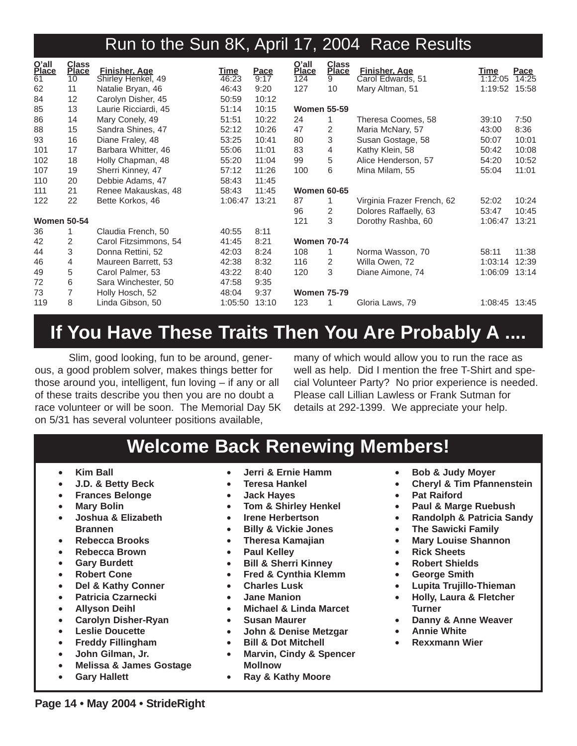## Run to the Sun 8K, April 17, 2004 Race Results

| O'all Place | Class Place | Finisher, Age | Time | Pace |
|---|---|---|---|---|
| 61 | 10 | Shirley Henkel, 49 | 46:23 | 9:17 |
| 62 | 11 | Natalie Bryan, 46 | 46:43 | 9:20 |
| 84 | 12 | Carolyn Disher, 45 | 50:59 | 10:12 |
| 85 | 13 | Laurie Ricciardi, 45 | 51:14 | 10:15 |
| 86 | 14 | Mary Conely, 49 | 51:51 | 10:22 |
| 88 | 15 | Sandra Shines, 47 | 52:12 | 10:26 |
| 93 | 16 | Diane Fraley, 48 | 53:25 | 10:41 |
| 101 | 17 | Barbara Whitter, 46 | 55:06 | 11:01 |
| 102 | 18 | Holly Chapman, 48 | 55:20 | 11:04 |
| 107 | 19 | Sherri Kinney, 47 | 57:12 | 11:26 |
| 110 | 20 | Debbie Adams, 47 | 58:43 | 11:45 |
| 111 | 21 | Renee Makauskas, 48 | 58:43 | 11:45 |
| 122 | 22 | Bette Korkos, 46 | 1:06:47 | 13:21 |
| **Women 50-54** | | | | |
| 36 | 1 | Claudia French, 50 | 40:55 | 8:11 |
| 42 | 2 | Carol Fitzsimmons, 54 | 41:45 | 8:21 |
| 44 | 3 | Donna Rettini, 52 | 42:03 | 8:24 |
| 46 | 4 | Maureen Barrett, 53 | 42:38 | 8:32 |
| 49 | 5 | Carol Palmer, 53 | 43:22 | 8:40 |
| 72 | 6 | Sara Winchester, 50 | 47:58 | 9:35 |
| 73 | 7 | Holly Hosch, 52 | 48:04 | 9:37 |
| 119 | 8 | Linda Gibson, 50 | 1:05:50 | 13:10 |
| 124 | 9 | Carol Edwards, 51 | 1:12:05 | 14:25 |
| 127 | 10 | Mary Altman, 51 | 1:19:52 | 15:58 |
| **Women 55-59** | | | | |
| 24 | 1 | Theresa Coomes, 58 | 39:10 | 7:50 |
| 47 | 2 | Maria McNary, 57 | 43:00 | 8:36 |
| 80 | 3 | Susan Gostage, 58 | 50:07 | 10:01 |
| 83 | 4 | Kathy Klein, 58 | 50:42 | 10:08 |
| 99 | 5 | Alice Henderson, 57 | 54:20 | 10:52 |
| 100 | 6 | Mina Milam, 55 | 55:04 | 11:01 |
| **Women 60-65** | | | | |
| 87 | 1 | Virginia Frazer French, 62 | 52:02 | 10:24 |
| 96 | 2 | Dolores Raffaelly, 63 | 53:47 | 10:45 |
| 121 | 3 | Dorothy Rashba, 60 | 1:06:47 | 13:21 |
| **Women 70-74** | | | | |
| 108 | 1 | Norma Wasson, 70 | 58:11 | 11:38 |
| 116 | 2 | Willa Owen, 72 | 1:03:14 | 12:39 |
| 120 | 3 | Diane Aimone, 74 | 1:06:09 | 13:14 |
| **Women 75-79** | | | | |
| 123 | 1 | Gloria Laws, 79 | 1:08:45 | 13:45 |

## If You Have These Traits Then You Are Probably A ....

Slim, good looking, fun to be around, generous, a good problem solver, makes things better for those around you, intelligent, fun loving – if any or all of these traits describe you then you are no doubt a race volunteer or will be soon. The Memorial Day 5K on 5/31 has several volunteer positions available, many of which would allow you to run the race as well as help. Did I mention the free T-Shirt and special Volunteer Party? No prior experience is needed. Please call Lillian Lawless or Frank Sutman for details at 292-1399. We appreciate your help.

## Welcome Back Renewing Members!

- **Kim Ball**
- **J.D. & Betty Beck**
- **Frances Belonge**
- **Mary Bolin**
- **Joshua & Elizabeth Brannen**
- **Rebecca Brooks**
- **Rebecca Brown**
- **Gary Burdett**
- **Robert Cone**
- **Del & Kathy Conner**
- **Patricia Czarnecki**
- **Allyson Deihl**
- **Carolyn Disher-Ryan**
- **Leslie Doucette**
- **Freddy Fillingham**
- **John Gilman, Jr.**
- **Melissa & James Gostage**
- **Gary Hallett**
- **Jerri & Ernie Hamm**
- **Teresa Hankel**
- **Jack Hayes**
- **Tom & Shirley Henkel**
- **Irene Herbertson**
- **Billy & Vickie Jones**
- **Theresa Kamajian**
- **Paul Kelley**
- **Bill & Sherri Kinney**
- **Fred & Cynthia Klemm**
- **Charles Lusk**
- **Jane Manion**
- **Michael & Linda Marcet**
- **Susan Maurer**
- **John & Denise Metzgar**
- **Bill & Dot Mitchell**
- **Marvin, Cindy & Spencer Mollnow**
- **Ray & Kathy Moore**
- **Bob & Judy Moyer**
- **Cheryl & Tim Pfannenstein**
- **Pat Raiford**
- **Paul & Marge Ruebush**
- **Randolph & Patricia Sandy**
- **The Sawicki Family**
- **Mary Louise Shannon**
- **Rick Sheets**
- **Robert Shields**
- **George Smith**
- **Lupita Trujillo-Thieman**
- **Holly, Laura & Fletcher Turner**
- **Danny & Anne Weaver**
- **Annie White**
- **Rexxmann Wier**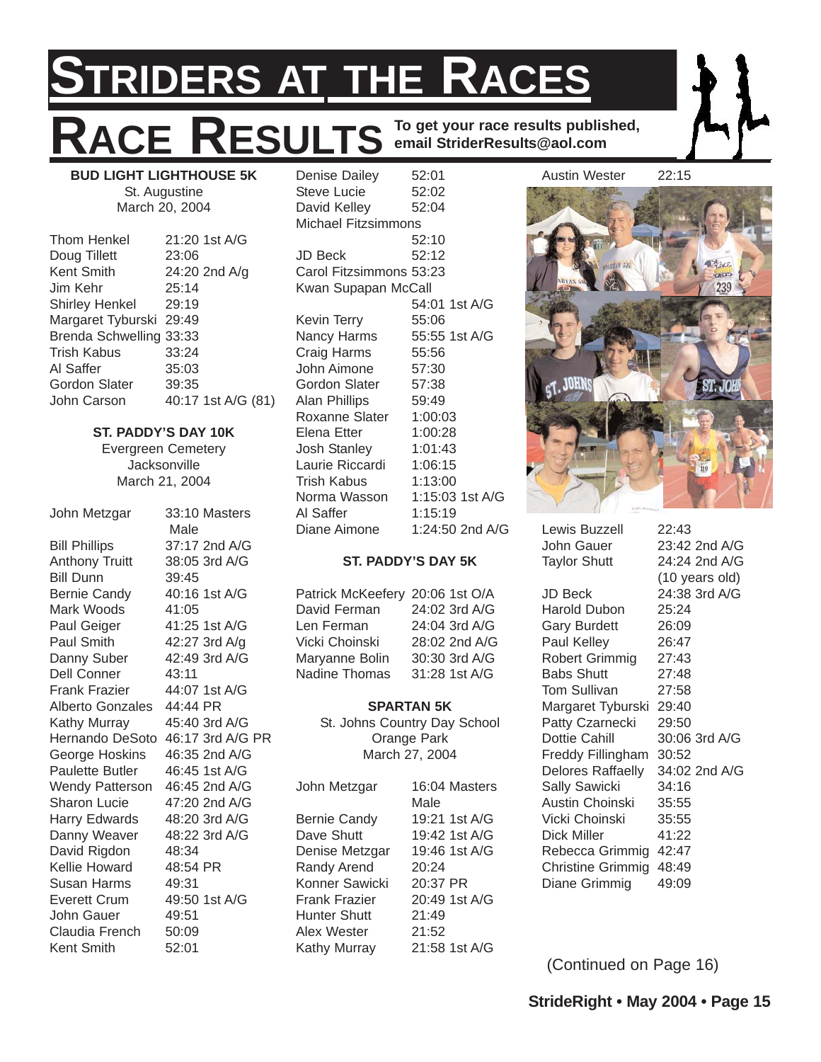# STRIDERS AT THE RACES

# RACE RESULTS

**To get your race results published, email StriderResults@aol.com**

### BUD LIGHT LIGHTHOUSE 5K

St. Augustine
March 20, 2004

| | |
|---|---|
| Thom Henkel | 21:20 1st A/G |
| Doug Tillett | 23:06 |
| Kent Smith | 24:20 2nd A/g |
| Jim Kehr | 25:14 |
| Shirley Henkel | 29:19 |
| Margaret Tyburski | 29:49 |
| Brenda Schwelling | 33:33 |
| Trish Kabus | 33:24 |
| Al Saffer | 35:03 |
| Gordon Slater | 39:35 |
| John Carson | 40:17 1st A/G (81) |

### ST. PADDY'S DAY 10K

Evergreen Cemetery
Jacksonville
March 21, 2004

| | |
|---|---|
| John Metzgar | 33:10 Masters Male |
| Bill Phillips | 37:17 2nd A/G |
| Anthony Truitt | 38:05 3rd A/G |
| Bill Dunn | 39:45 |
| Bernie Candy | 40:16 1st A/G |
| Mark Woods | 41:05 |
| Paul Geiger | 41:25 1st A/G |
| Paul Smith | 42:27 3rd A/g |
| Danny Suber | 42:49 3rd A/G |
| Dell Conner | 43:11 |
| Frank Frazier | 44:07 1st A/G |
| Alberto Gonzales | 44:44 PR |
| Kathy Murray | 45:40 3rd A/G |
| Hernando DeSoto | 46:17 3rd A/G PR |
| George Hoskins | 46:35 2nd A/G |
| Paulette Butler | 46:45 1st A/G |
| Wendy Patterson | 46:45 2nd A/G |
| Sharon Lucie | 47:20 2nd A/G |
| Harry Edwards | 48:20 3rd A/G |
| Danny Weaver | 48:22 3rd A/G |
| David Rigdon | 48:34 |
| Kellie Howard | 48:54 PR |
| Susan Harms | 49:31 |
| Everett Crum | 49:50 1st A/G |
| John Gauer | 49:51 |
| Claudia French | 50:09 |
| Kent Smith | 52:01 |
| Denise Dailey | 52:01 |
| Steve Lucie | 52:02 |
| David Kelley | 52:04 |
| Michael Fitzsimmons | 52:10 |
| JD Beck | 52:12 |
| Carol Fitzsimmons | 53:23 |
| Kwan Supapan McCall | 54:01 1st A/G |
| Kevin Terry | 55:06 |
| Nancy Harms | 55:55 1st A/G |
| Craig Harms | 55:56 |
| John Aimone | 57:30 |
| Gordon Slater | 57:38 |
| Alan Phillips | 59:49 |
| Roxanne Slater | 1:00:03 |
| Elena Etter | 1:00:28 |
| Josh Stanley | 1:01:43 |
| Laurie Riccardi | 1:06:15 |
| Trish Kabus | 1:13:00 |
| Norma Wasson | 1:15:03 1st A/G |
| Al Saffer | 1:15:19 |
| Diane Aimone | 1:24:50 2nd A/G |

### ST. PADDY'S DAY 5K

| | |
|---|---|
| Patrick McKeefery | 20:06 1st O/A |
| David Ferman | 24:02 3rd A/G |
| Len Ferman | 24:04 3rd A/G |
| Vicki Choinski | 28:02 2nd A/G |
| Maryanne Bolin | 30:30 3rd A/G |
| Nadine Thomas | 31:28 1st A/G |

### SPARTAN 5K

St. Johns Country Day School
Orange Park
March 27, 2004

| | |
|---|---|
| John Metzgar | 16:04 Masters Male |
| Bernie Candy | 19:21 1st A/G |
| Dave Shutt | 19:42 1st A/G |
| Denise Metzgar | 19:46 1st A/G |
| Randy Arend | 20:24 |
| Konner Sawicki | 20:37 PR |
| Frank Frazier | 20:49 1st A/G |
| Hunter Shutt | 21:49 |
| Alex Wester | 21:52 |
| Kathy Murray | 21:58 1st A/G |
| Austin Wester | 22:15 |
| Lewis Buzzell | 22:43 |
| John Gauer | 23:42 2nd A/G |
| Taylor Shutt | 24:24 2nd A/G (10 years old) |
| JD Beck | 24:38 3rd A/G |
| Harold Dubon | 25:24 |
| Gary Burdett | 26:09 |
| Paul Kelley | 26:47 |
| Robert Grimmig | 27:43 |
| Babs Shutt | 27:48 |
| Tom Sullivan | 27:58 |
| Margaret Tyburski | 29:40 |
| Patty Czarnecki | 29:50 |
| Dottie Cahill | 30:06 3rd A/G |
| Freddy Fillingham | 30:52 |
| Delores Raffaelly | 34:02 2nd A/G |
| Sally Sawicki | 34:16 |
| Austin Choinski | 35:55 |
| Vicki Choinski | 35:55 |
| Dick Miller | 41:22 |
| Rebecca Grimmig | 42:47 |
| Christine Grimmig | 48:49 |
| Diane Grimmig | 49:09 |

(Continued on Page 16)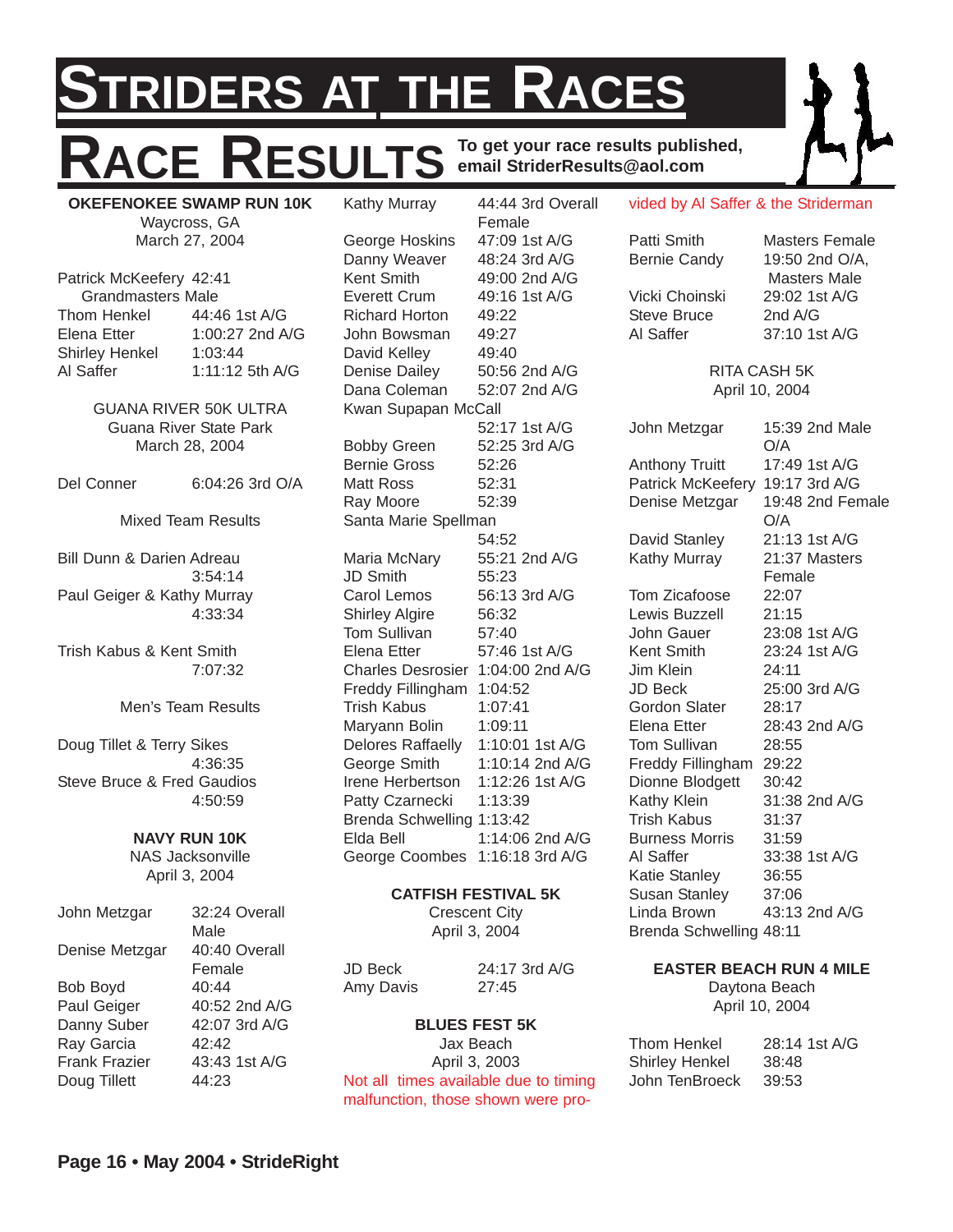# STRIDERS AT THE RACES

# RACE RESULTS

**To get your race results published, email StriderResults@aol.com**

### OKEFENOKEE SWAMP RUN 10K

Waycross, GA
March 27, 2004

| | |
|---|---|
| Patrick McKeefery | 42:41 Grandmasters Male |
| Thom Henkel | 44:46 1st A/G |
| Elena Etter | 1:00:27 2nd A/G |
| Shirley Henkel | 1:03:44 |
| Al Saffer | 1:11:12 5th A/G |

### GUANA RIVER 50K ULTRA

Guana River State Park
March 28, 2004

| | |
|---|---|
| Del Conner | 6:04:26 3rd O/A |

Mixed Team Results

| | |
|---|---|
| Bill Dunn & Darien Adreau | 3:54:14 |
| Paul Geiger & Kathy Murray | 4:33:34 |
| Trish Kabus & Kent Smith | 7:07:32 |

Men's Team Results

| | |
|---|---|
| Doug Tillet & Terry Sikes | 4:36:35 |
| Steve Bruce & Fred Gaudios | 4:50:59 |

### NAVY RUN 10K

NAS Jacksonville
April 3, 2004

| | |
|---|---|
| John Metzgar | 32:24 Overall Male |
| Denise Metzgar | 40:40 Overall Female |
| Bob Boyd | 40:44 |
| Paul Geiger | 40:52 2nd A/G |
| Danny Suber | 42:07 3rd A/G |
| Ray Garcia | 42:42 |
| Frank Frazier | 43:43 1st A/G |
| Doug Tillett | 44:23 |
| Kathy Murray | 44:44 3rd Overall Female |
| George Hoskins | 47:09 1st A/G |
| Danny Weaver | 48:24 3rd A/G |
| Kent Smith | 49:00 2nd A/G |
| Everett Crum | 49:16 1st A/G |
| Richard Horton | 49:22 |
| John Bowsman | 49:27 |
| David Kelley | 49:40 |
| Denise Dailey | 50:56 2nd A/G |
| Dana Coleman | 52:07 2nd A/G |
| Kwan Supapan McCall | 52:17 1st A/G |
| Bobby Green | 52:25 3rd A/G |
| Bernie Gross | 52:26 |
| Matt Ross | 52:31 |
| Ray Moore | 52:39 |
| Santa Marie Spellman | 54:52 |
| Maria McNary | 55:21 2nd A/G |
| JD Smith | 55:23 |
| Carol Lemos | 56:13 3rd A/G |
| Shirley Algire | 56:32 |
| Tom Sullivan | 57:40 |
| Elena Etter | 57:46 1st A/G |
| Charles Desrosier | 1:04:00 2nd A/G |
| Freddy Fillingham | 1:04:52 |
| Trish Kabus | 1:07:41 |
| Maryann Bolin | 1:09:11 |
| Delores Raffaelly | 1:10:01 1st A/G |
| George Smith | 1:10:14 2nd A/G |
| Irene Herbertson | 1:12:26 1st A/G |
| Patty Czarnecki | 1:13:39 |
| Brenda Schwelling | 1:13:42 |
| Elda Bell | 1:14:06 2nd A/G |
| George Coombes | 1:16:18 3rd A/G |

### CATFISH FESTIVAL 5K

Crescent City
April 3, 2004

| | |
|---|---|
| JD Beck | 24:17 3rd A/G |
| Amy Davis | 27:45 |

### BLUES FEST 5K

Jax Beach
April 3, 2003

Not all times available due to timing malfunction, those shown were provided by Al Saffer & the Striderman

| | |
|---|---|
| Patti Smith | Masters Female |
| Bernie Candy | 19:50 2nd O/A, Masters Male |
| Vicki Choinski | 29:02 1st A/G |
| Steve Bruce | 2nd A/G |
| Al Saffer | 37:10 1st A/G |

### RITA CASH 5K

April 10, 2004

| | |
|---|---|
| John Metzgar | 15:39 2nd Male O/A |
| Anthony Truitt | 17:49 1st A/G |
| Patrick McKeefery | 19:17 3rd A/G |
| Denise Metzgar | 19:48 2nd Female O/A |
| David Stanley | 21:13 1st A/G |
| Kathy Murray | 21:37 Masters Female |
| Tom Zicafoose | 22:07 |
| Lewis Buzzell | 21:15 |
| John Gauer | 23:08 1st A/G |
| Kent Smith | 23:24 1st A/G |
| Jim Klein | 24:11 |
| JD Beck | 25:00 3rd A/G |
| Gordon Slater | 28:17 |
| Elena Etter | 28:43 2nd A/G |
| Tom Sullivan | 28:55 |
| Freddy Fillingham | 29:22 |
| Dionne Blodgett | 30:42 |
| Kathy Klein | 31:38 2nd A/G |
| Trish Kabus | 31:37 |
| Burness Morris | 31:59 |
| Al Saffer | 33:38 1st A/G |
| Katie Stanley | 36:55 |
| Susan Stanley | 37:06 |
| Linda Brown | 43:13 2nd A/G |
| Brenda Schwelling | 48:11 |

### EASTER BEACH RUN 4 MILE

Daytona Beach
April 10, 2004

| | |
|---|---|
| Thom Henkel | 28:14 1st A/G |
| Shirley Henkel | 38:48 |
| John TenBroeck | 39:53 |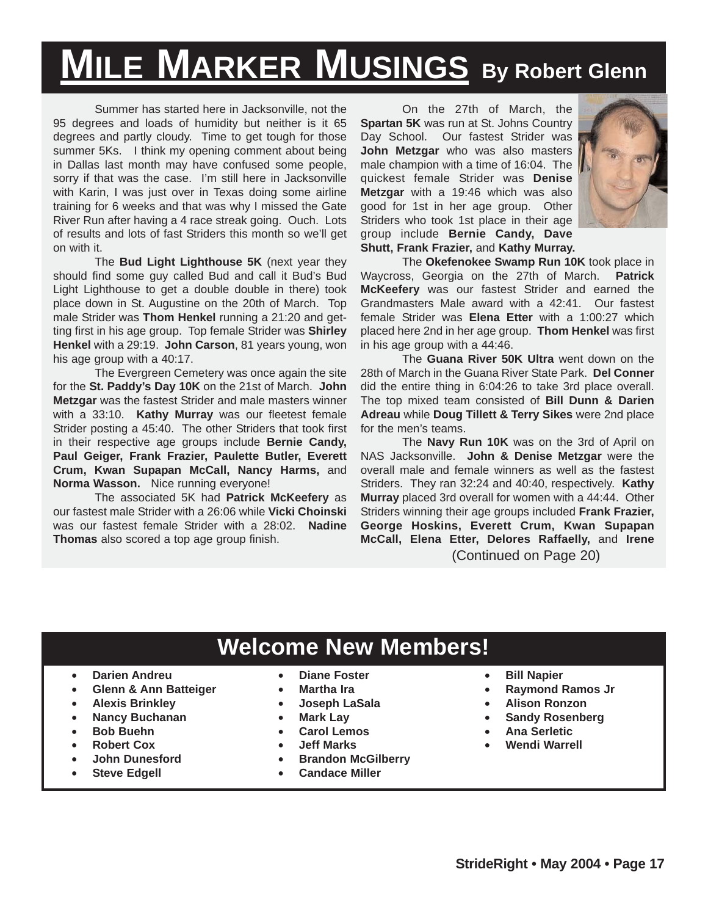# Mile Marker Musings By Robert Glenn

Summer has started here in Jacksonville, not the 95 degrees and loads of humidity but neither is it 65 degrees and partly cloudy. Time to get tough for those summer 5Ks. I think my opening comment about being in Dallas last month may have confused some people, sorry if that was the case. I'm still here in Jacksonville with Karin, I was just over in Texas doing some airline training for 6 weeks and that was why I missed the Gate River Run after having a 4 race streak going. Ouch. Lots of results and lots of fast Striders this month so we'll get on with it.

The **Bud Light Lighthouse 5K** (next year they should find some guy called Bud and call it Bud's Bud Light Lighthouse to get a double double in there) took place down in St. Augustine on the 20th of March. Top male Strider was **Thom Henkel** running a 21:20 and getting first in his age group. Top female Strider was **Shirley Henkel** with a 29:19. **John Carson**, 81 years young, won his age group with a 40:17.

The Evergreen Cemetery was once again the site for the **St. Paddy's Day 10K** on the 21st of March. **John Metzgar** was the fastest Strider and male masters winner with a 33:10. **Kathy Murray** was our fleetest female Strider posting a 45:40. The other Striders that took first in their respective age groups include **Bernie Candy, Paul Geiger, Frank Frazier, Paulette Butler, Everett Crum, Kwan Supapan McCall, Nancy Harms,** and **Norma Wasson.** Nice running everyone!

The associated 5K had **Patrick McKeefery** as our fastest male Strider with a 26:06 while **Vicki Choinski** was our fastest female Strider with a 28:02. **Nadine Thomas** also scored a top age group finish.

On the 27th of March, the **Spartan 5K** was run at St. Johns Country Day School. Our fastest Strider was **John Metzgar** who was also masters male champion with a time of 16:04. The quickest female Strider was **Denise Metzgar** with a 19:46 which was also good for 1st in her age group. Other Striders who took 1st place in their age group include **Bernie Candy, Dave Shutt, Frank Frazier,** and **Kathy Murray.**

The **Okefenokee Swamp Run 10K** took place in Waycross, Georgia on the 27th of March. **Patrick McKeefery** was our fastest Strider and earned the Grandmasters Male award with a 42:41. Our fastest female Strider was **Elena Etter** with a 1:00:27 which placed here 2nd in her age group. **Thom Henkel** was first in his age group with a 44:46.

The **Guana River 50K Ultra** went down on the 28th of March in the Guana River State Park. **Del Conner** did the entire thing in 6:04:26 to take 3rd place overall. The top mixed team consisted of **Bill Dunn & Darien Adreau** while **Doug Tillett & Terry Sikes** were 2nd place for the men's teams.

The **Navy Run 10K** was on the 3rd of April on NAS Jacksonville. **John & Denise Metzgar** were the overall male and female winners as well as the fastest Striders. They ran 32:24 and 40:40, respectively. **Kathy Murray** placed 3rd overall for women with a 44:44. Other Striders winning their age groups included **Frank Frazier, George Hoskins, Everett Crum, Kwan Supapan McCall, Elena Etter, Delores Raffaelly,** and **Irene**

(Continued on Page 20)

## Welcome New Members!

- **Darien Andreu**
- **Glenn & Ann Batteiger**
- **Alexis Brinkley**
- **Nancy Buchanan**
- **Bob Buehn**
- **Robert Cox**
- **John Dunesford**
- **Steve Edgell**
- **Diane Foster**
- **Martha Ira**
- **Joseph LaSala**
- **Mark Lay**
- **Carol Lemos**
- **Jeff Marks**
- **Brandon McGilberry**
- **Candace Miller**
- **Bill Napier**
- **Raymond Ramos Jr**
- **Alison Ronzon**
- **Sandy Rosenberg**
- **Ana Serletic**
- **Wendi Warrell**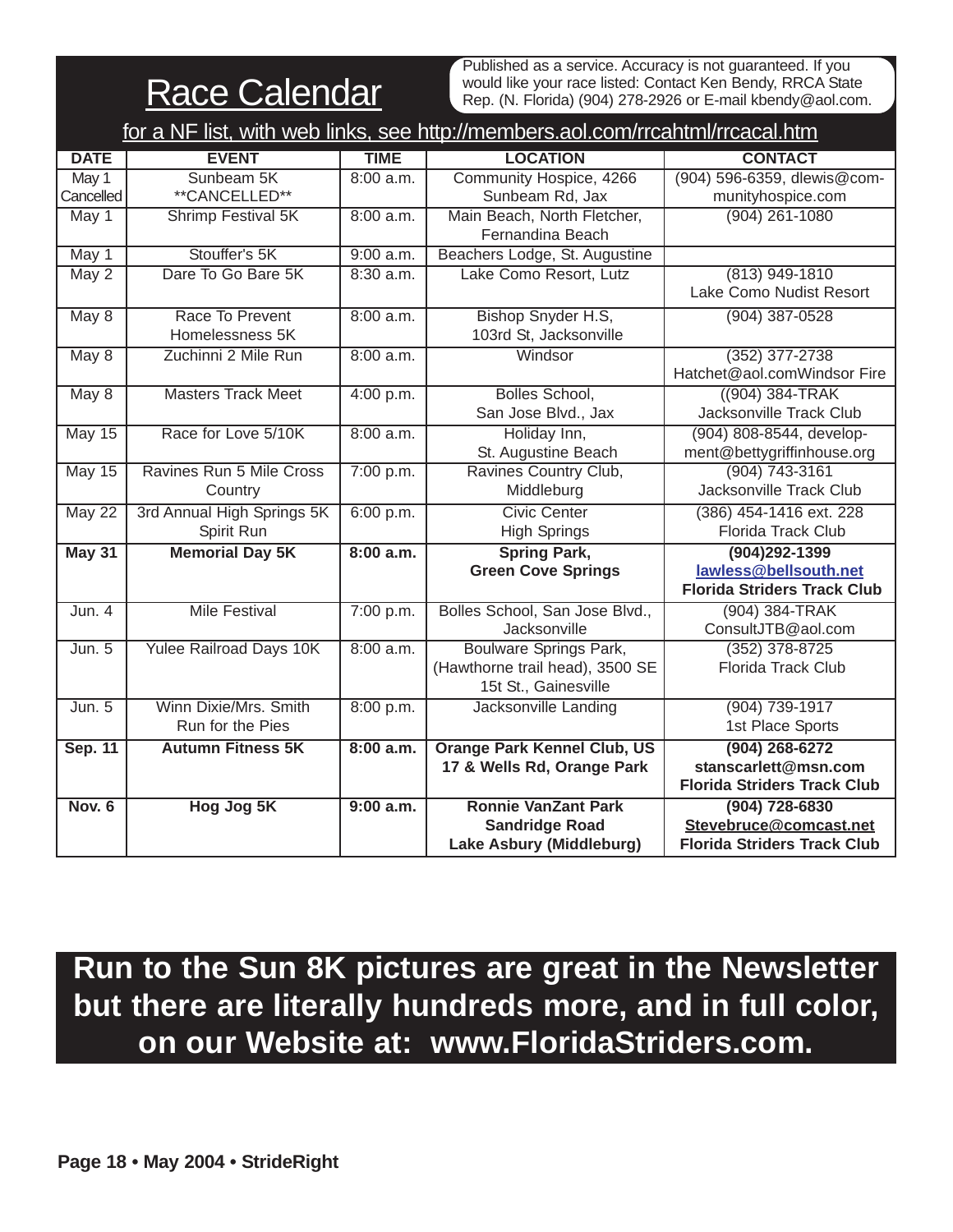# Race Calendar

Published as a service. Accuracy is not guaranteed. If you would like your race listed: Contact Ken Bendy, RRCA State Rep. (N. Florida) (904) 278-2926 or E-mail kbendy@aol.com.

for a NF list, with web links, see http://members.aol.com/rrcahtml/rrcacal.htm

| DATE | EVENT | TIME | LOCATION | CONTACT |
|---|---|---|---|---|
| May 1 Cancelled | Sunbeam 5K **CANCELLED** | 8:00 a.m. | Community Hospice, 4266 Sunbeam Rd, Jax | (904) 596-6359, dlewis@communityhospice.com |
| May 1 | Shrimp Festival 5K | 8:00 a.m. | Main Beach, North Fletcher, Fernandina Beach | (904) 261-1080 |
| May 1 | Stouffer's 5K | 9:00 a.m. | Beachers Lodge, St. Augustine | |
| May 2 | Dare To Go Bare 5K | 8:30 a.m. | Lake Como Resort, Lutz | (813) 949-1810 Lake Como Nudist Resort |
| May 8 | Race To Prevent Homelessness 5K | 8:00 a.m. | Bishop Snyder H.S, 103rd St, Jacksonville | (904) 387-0528 |
| May 8 | Zuchinni 2 Mile Run | 8:00 a.m. | Windsor | (352) 377-2738 Hatchet@aol.comWindsor Fire |
| May 8 | Masters Track Meet | 4:00 p.m. | Bolles School, San Jose Blvd., Jax | ((904) 384-TRAK Jacksonville Track Club |
| May 15 | Race for Love 5/10K | 8:00 a.m. | Holiday Inn, St. Augustine Beach | (904) 808-8544, development@bettygriffinhouse.org |
| May 15 | Ravines Run 5 Mile Cross Country | 7:00 p.m. | Ravines Country Club, Middleburg | (904) 743-3161 Jacksonville Track Club |
| May 22 | 3rd Annual High Springs 5K Spirit Run | 6:00 p.m. | Civic Center High Springs | (386) 454-1416 ext. 228 Florida Track Club |
| **May 31** | **Memorial Day 5K** | **8:00 a.m.** | **Spring Park, Green Cove Springs** | **(904)292-1399 lawless@bellsouth.net Florida Striders Track Club** |
| Jun. 4 | Mile Festival | 7:00 p.m. | Bolles School, San Jose Blvd., Jacksonville | (904) 384-TRAK ConsultJTB@aol.com |
| Jun. 5 | Yulee Railroad Days 10K | 8:00 a.m. | Boulware Springs Park, (Hawthorne trail head), 3500 SE 15t St., Gainesville | (352) 378-8725 Florida Track Club |
| Jun. 5 | Winn Dixie/Mrs. Smith Run for the Pies | 8:00 p.m. | Jacksonville Landing | (904) 739-1917 1st Place Sports |
| **Sep. 11** | **Autumn Fitness 5K** | **8:00 a.m.** | **Orange Park Kennel Club, US 17 & Wells Rd, Orange Park** | **(904) 268-6272 stanscarlett@msn.com Florida Striders Track Club** |
| **Nov. 6** | **Hog Jog 5K** | **9:00 a.m.** | **Ronnie VanZant Park Sandridge Road Lake Asbury (Middleburg)** | **(904) 728-6830 Stevebruce@comcast.net Florida Striders Track Club** |

**Run to the Sun 8K pictures are great in the Newsletter but there are literally hundreds more, and in full color, on our Website at: www.FloridaStriders.com.**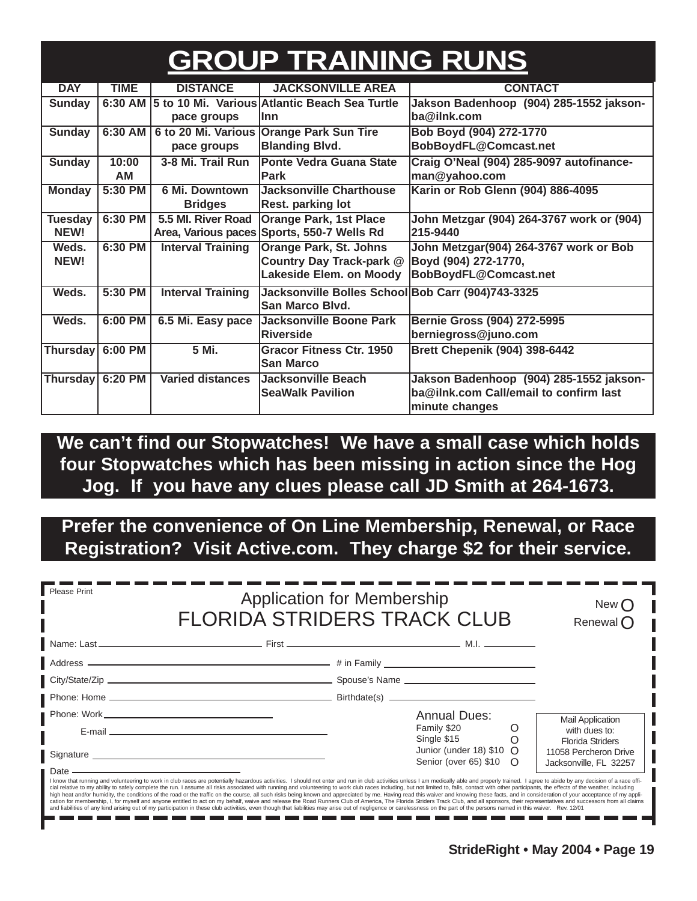# GROUP TRAINING RUNS

| DAY | TIME | DISTANCE | JACKSONVILLE AREA | CONTACT |
|---|---|---|---|---|
| Sunday | 6:30 AM | 5 to 10 Mi. Various pace groups | Atlantic Beach Sea Turtle Inn | Jakson Badenhoop (904) 285-1552 jaksonba@ilnk.com |
| Sunday | 6:30 AM | 6 to 20 Mi. Various pace groups | Orange Park Sun Tire Blanding Blvd. | Bob Boyd (904) 272-1770 BobBoydFL@Comcast.net |
| Sunday | 10:00 AM | 3-8 Mi. Trail Run | Ponte Vedra Guana State Park | Craig O'Neal (904) 285-9097 autofinanceman@yahoo.com |
| Monday | 5:30 PM | 6 Mi. Downtown Bridges | Jacksonville Charthouse Rest. parking lot | Karin or Rob Glenn (904) 886-4095 |
| Tuesday NEW! | 6:30 PM | 5.5 MI. River Road Area, Various paces | Orange Park, 1st Place Sports, 550-7 Wells Rd | John Metzgar (904) 264-3767 work or (904) 215-9440 |
| Weds. NEW! | 6:30 PM | Interval Training | Orange Park, St. Johns Country Day Track-park @ Lakeside Elem. on Moody | John Metzgar(904) 264-3767 work or Bob Boyd (904) 272-1770, BobBoydFL@Comcast.net |
| Weds. | 5:30 PM | Interval Training | Jacksonville Bolles School San Marco Blvd. | Bob Carr (904)743-3325 |
| Weds. | 6:00 PM | 6.5 Mi. Easy pace | Jacksonville Boone Park Riverside | Bernie Gross (904) 272-5995 berniegross@juno.com |
| Thursday | 6:00 PM | 5 Mi. | Gracor Fitness Ctr. 1950 San Marco | Brett Chepenik (904) 398-6442 |
| Thursday | 6:20 PM | Varied distances | Jacksonville Beach SeaWalk Pavilion | Jakson Badenhoop (904) 285-1552 jaksonba@ilnk.com Call/email to confirm last minute changes |

**We can't find our Stopwatches! We have a small case which holds four Stopwatches which has been missing in action since the Hog Jog. If you have any clues please call JD Smith at 264-1673.**

**Prefer the convenience of On Line Membership, Renewal, or Race Registration? Visit Active.com. They charge $2 for their service.**

Please Print

## Application for Membership
## FLORIDA STRIDERS TRACK CLUB

New O
Renewal O

Name: Last \_\_\_\_\_\_\_\_\_\_ First \_\_\_\_\_\_\_\_\_\_ M.I. \_\_\_\_\_

Address \_\_\_\_\_\_\_\_\_\_ # in Family \_\_\_\_\_\_\_\_\_\_

City/State/Zip \_\_\_\_\_\_\_\_\_\_ Spouse's Name \_\_\_\_\_\_\_\_\_\_

Phone: Home \_\_\_\_\_\_\_\_\_\_ Birthdate(s) \_\_\_\_\_\_\_\_\_\_

Phone: Work \_\_\_\_\_\_\_\_\_\_

E-mail \_\_\_\_\_\_\_\_\_\_

Signature \_\_\_\_\_\_\_\_\_\_

Date \_\_\_\_\_\_\_\_\_\_

Annual Dues:
- Family $20 O
- Single $15 O
- Junior (under 18) $10 O
- Senior (over 65) $10 O

Mail Application with dues to:
Florida Striders
11058 Percheron Drive
Jacksonville, FL 32257

I know that running and volunteering to work in club races are potentially hazardous activities. I should not enter and run in club activities unless I am medically able and properly trained. I agree to abide by any decision of a race official relative to my ability to safely complete the run. I assume all risks associated with running and volunteering to work club races including, but not limited to, falls, contact with other participants, the effects of the weather, including high heat and/or humidity, the conditions of the road or the traffic on the course, all such risks being known and appreciated by me. Having read this waiver and knowing these facts, and in consideration of your acceptance of my application for membership, I, for myself and anyone entitled to act on my behalf, waive and release the Road Runners Club of America, The Florida Striders Track Club, and all sponsors, their representatives and successors from all claims and liabilities of any kind arising out of my participation in these club activities, even though that liabilities may arise out of negligence or carelessness on the part of the persons named in this waiver. Rev. 12/01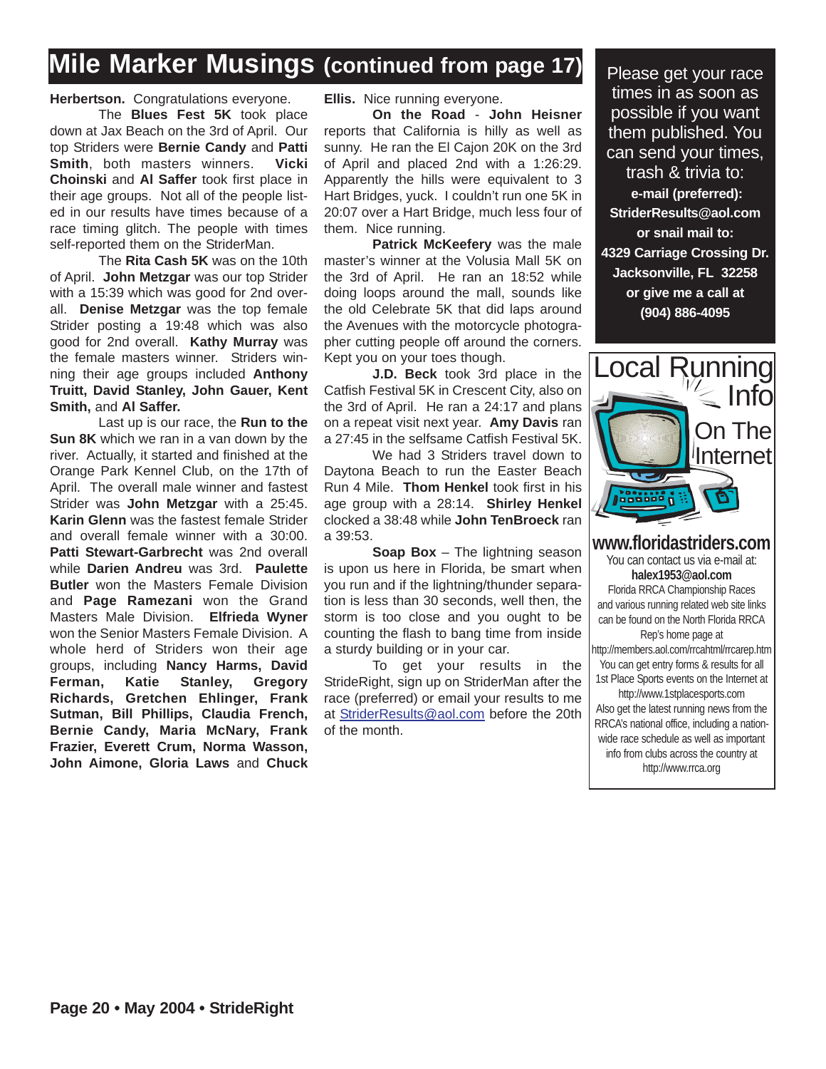# Mile Marker Musings (continued from page 17)

**Herbertson.** Congratulations everyone.

The **Blues Fest 5K** took place down at Jax Beach on the 3rd of April. Our top Striders were **Bernie Candy** and **Patti Smith**, both masters winners. **Vicki Choinski** and **Al Saffer** took first place in their age groups. Not all of the people listed in our results have times because of a race timing glitch. The people with times self-reported them on the StriderMan.

The **Rita Cash 5K** was on the 10th of April. **John Metzgar** was our top Strider with a 15:39 which was good for 2nd overall. **Denise Metzgar** was the top female Strider posting a 19:48 which was also good for 2nd overall. **Kathy Murray** was the female masters winner. Striders winning their age groups included **Anthony Truitt, David Stanley, John Gauer, Kent Smith,** and **Al Saffer.**

Last up is our race, the **Run to the Sun 8K** which we ran in a van down by the river. Actually, it started and finished at the Orange Park Kennel Club, on the 17th of April. The overall male winner and fastest Strider was **John Metzgar** with a 25:45. **Karin Glenn** was the fastest female Strider and overall female winner with a 30:00. **Patti Stewart-Garbrecht** was 2nd overall while **Darien Andreu** was 3rd. **Paulette Butler** won the Masters Female Division and **Page Ramezani** won the Grand Masters Male Division. **Elfrieda Wyner** won the Senior Masters Female Division. A whole herd of Striders won their age groups, including **Nancy Harms, David Ferman, Katie Stanley, Gregory Richards, Gretchen Ehlinger, Frank Sutman, Bill Phillips, Claudia French, Bernie Candy, Maria McNary, Frank Frazier, Everett Crum, Norma Wasson, John Aimone, Gloria Laws** and **Chuck Ellis.** Nice running everyone.

**On the Road** - **John Heisner** reports that California is hilly as well as sunny. He ran the El Cajon 20K on the 3rd of April and placed 2nd with a 1:26:29. Apparently the hills were equivalent to 3 Hart Bridges, yuck. I couldn't run one 5K in 20:07 over a Hart Bridge, much less four of them. Nice running.

**Patrick McKeefery** was the male master's winner at the Volusia Mall 5K on the 3rd of April. He ran an 18:52 while doing loops around the mall, sounds like the old Celebrate 5K that did laps around the Avenues with the motorcycle photographer cutting people off around the corners. Kept you on your toes though.

**J.D. Beck** took 3rd place in the Catfish Festival 5K in Crescent City, also on the 3rd of April. He ran a 24:17 and plans on a repeat visit next year. **Amy Davis** ran a 27:45 in the selfsame Catfish Festival 5K.

We had 3 Striders travel down to Daytona Beach to run the Easter Beach Run 4 Mile. **Thom Henkel** took first in his age group with a 28:14. **Shirley Henkel** clocked a 38:48 while **John TenBroeck** ran a 39:53.

**Soap Box** – The lightning season is upon us here in Florida, be smart when you run and if the lightning/thunder separation is less than 30 seconds, well then, the storm is too close and you ought to be counting the flash to bang time from inside a sturdy building or in your car.

To get your results in the StrideRight, sign up on StriderMan after the race (preferred) or email your results to me at StriderResults@aol.com before the 20th of the month.

---

Please get your race times in as soon as possible if you want them published. You can send your times, trash & trivia to:

**e-mail (preferred):**
**StriderResults@aol.com**
**or snail mail to:**
**4329 Carriage Crossing Dr.**
**Jacksonville, FL 32258**
**or give me a call at**
**(904) 886-4095**

---

## Local Running Info On The Internet

**www.floridastriders.com**

You can contact us via e-mail at:
**halex1953@aol.com**

Florida RRCA Championship Races and various running related web site links can be found on the North Florida RRCA Rep's home page at http://members.aol.com/rrcahtml/rrcarep.htm

You can get entry forms & results for all 1st Place Sports events on the Internet at http://www.1stplacesports.com

Also get the latest running news from the RRCA's national office, including a nationwide race schedule as well as important info from clubs across the country at http://www.rrca.org